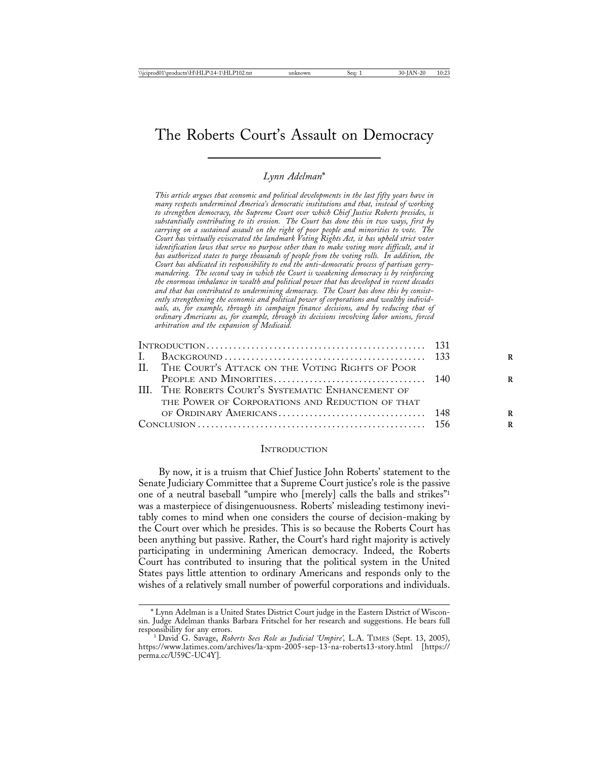# The Roberts Court's Assault on Democracy

*Lynn Adelman*[*]

*This article argues that economic and political developments in the last fifty years have in many respects undermined America's democratic institutions and that, instead of working to strengthen democracy, the Supreme Court over which Chief Justice Roberts presides, is substantially contributing to its erosion. The Court has done this in two ways, first by carrying on a sustained assault on the right of poor people and minorities to vote. The Court has virtually eviscerated the landmark Voting Rights Act, it has upheld strict voter identification laws that serve no purpose other than to make voting more difficult, and it has authorized states to purge thousands of people from the voting rolls. In addition, the Court has abdicated its responsibility to end the anti-democratic process of partisan gerrymandering. The second way in which the Court is weakening democracy is by reinforcing the enormous imbalance in wealth and political power that has developed in recent decades and that has contributed to undermining democracy. The Court has done this by consistently strengthening the economic and political power of corporations and wealthy individuals, as, for example, through its campaign finance decisions, and by reducing that of ordinary Americans as, for example, through its decisions involving labor unions, forced arbitration and the expansion of Medicaid.*

| | |
|---|---|
| Introduction | 131 |
| I. Background | 133 |
| II. The Court's Attack on the Voting Rights of Poor People and Minorities | 140 |
| III. The Roberts Court's Systematic Enhancement of the Power of Corporations and Reduction of that of Ordinary Americans | 148 |
| Conclusion | 156 |

## Introduction

By now, it is a truism that Chief Justice John Roberts' statement to the Senate Judiciary Committee that a Supreme Court justice's role is the passive one of a neutral baseball "umpire who [merely] calls the balls and strikes"[1] was a masterpiece of disingenuousness. Roberts' misleading testimony inevitably comes to mind when one considers the course of decision-making by the Court over which he presides. This is so because the Roberts Court has been anything but passive. Rather, the Court's hard right majority is actively participating in undermining American democracy. Indeed, the Roberts Court has contributed to insuring that the political system in the United States pays little attention to ordinary Americans and responds only to the wishes of a relatively small number of powerful corporations and individuals.

---

[*] Lynn Adelman is a United States District Court judge in the Eastern District of Wisconsin. Judge Adelman thanks Barbara Fritschel for her research and suggestions. He bears full responsibility for any errors.

[1] David G. Savage, *Roberts Sees Role as Judicial 'Umpire'*, L.A. Times (Sept. 13, 2005), https://www.latimes.com/archives/la-xpm-2005-sep-13-na-roberts13-story.html [https://perma.cc/U59C-UC4Y].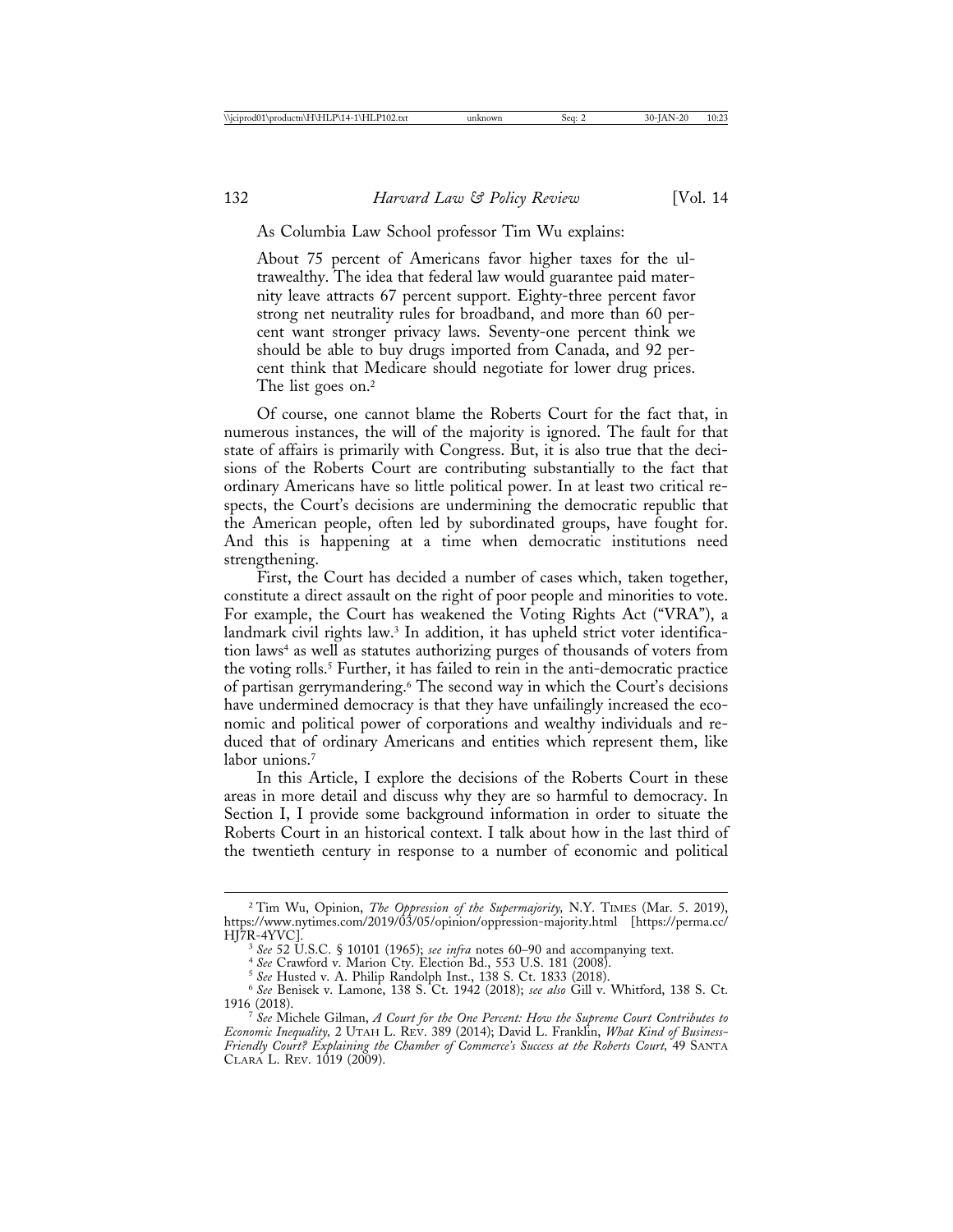As Columbia Law School professor Tim Wu explains:

> About 75 percent of Americans favor higher taxes for the ultrawealthy. The idea that federal law would guarantee paid maternity leave attracts 67 percent support. Eighty-three percent favor strong net neutrality rules for broadband, and more than 60 percent want stronger privacy laws. Seventy-one percent think we should be able to buy drugs imported from Canada, and 92 percent think that Medicare should negotiate for lower drug prices. The list goes on.[2]

Of course, one cannot blame the Roberts Court for the fact that, in numerous instances, the will of the majority is ignored. The fault for that state of affairs is primarily with Congress. But, it is also true that the decisions of the Roberts Court are contributing substantially to the fact that ordinary Americans have so little political power. In at least two critical respects, the Court's decisions are undermining the democratic republic that the American people, often led by subordinated groups, have fought for. And this is happening at a time when democratic institutions need strengthening.

First, the Court has decided a number of cases which, taken together, constitute a direct assault on the right of poor people and minorities to vote. For example, the Court has weakened the Voting Rights Act ("VRA"), a landmark civil rights law.[3] In addition, it has upheld strict voter identification laws[4] as well as statutes authorizing purges of thousands of voters from the voting rolls.[5] Further, it has failed to rein in the anti-democratic practice of partisan gerrymandering.[6] The second way in which the Court's decisions have undermined democracy is that they have unfailingly increased the economic and political power of corporations and wealthy individuals and reduced that of ordinary Americans and entities which represent them, like labor unions.[7]

In this Article, I explore the decisions of the Roberts Court in these areas in more detail and discuss why they are so harmful to democracy. In Section I, I provide some background information in order to situate the Roberts Court in an historical context. I talk about how in the last third of the twentieth century in response to a number of economic and political

---

[2] Tim Wu, Opinion, *The Oppression of the Supermajority,* N.Y. TIMES (Mar. 5. 2019), https://www.nytimes.com/2019/03/05/opinion/oppression-majority.html [https://perma.cc/HJ7R-4YVC].

[3] *See* 52 U.S.C. § 10101 (1965); *see infra* notes 60–90 and accompanying text.

[4] *See* Crawford v. Marion Cty. Election Bd., 553 U.S. 181 (2008).

[5] *See* Husted v. A. Philip Randolph Inst., 138 S. Ct. 1833 (2018).

[6] *See* Benisek v. Lamone, 138 S. Ct. 1942 (2018); *see also* Gill v. Whitford, 138 S. Ct. 1916 (2018).

[7] *See* Michele Gilman, *A Court for the One Percent: How the Supreme Court Contributes to Economic Inequality,* 2 UTAH L. REV. 389 (2014); David L. Franklin, *What Kind of Business-Friendly Court? Explaining the Chamber of Commerce's Success at the Roberts Court,* 49 SANTA CLARA L. REV. 1019 (2009).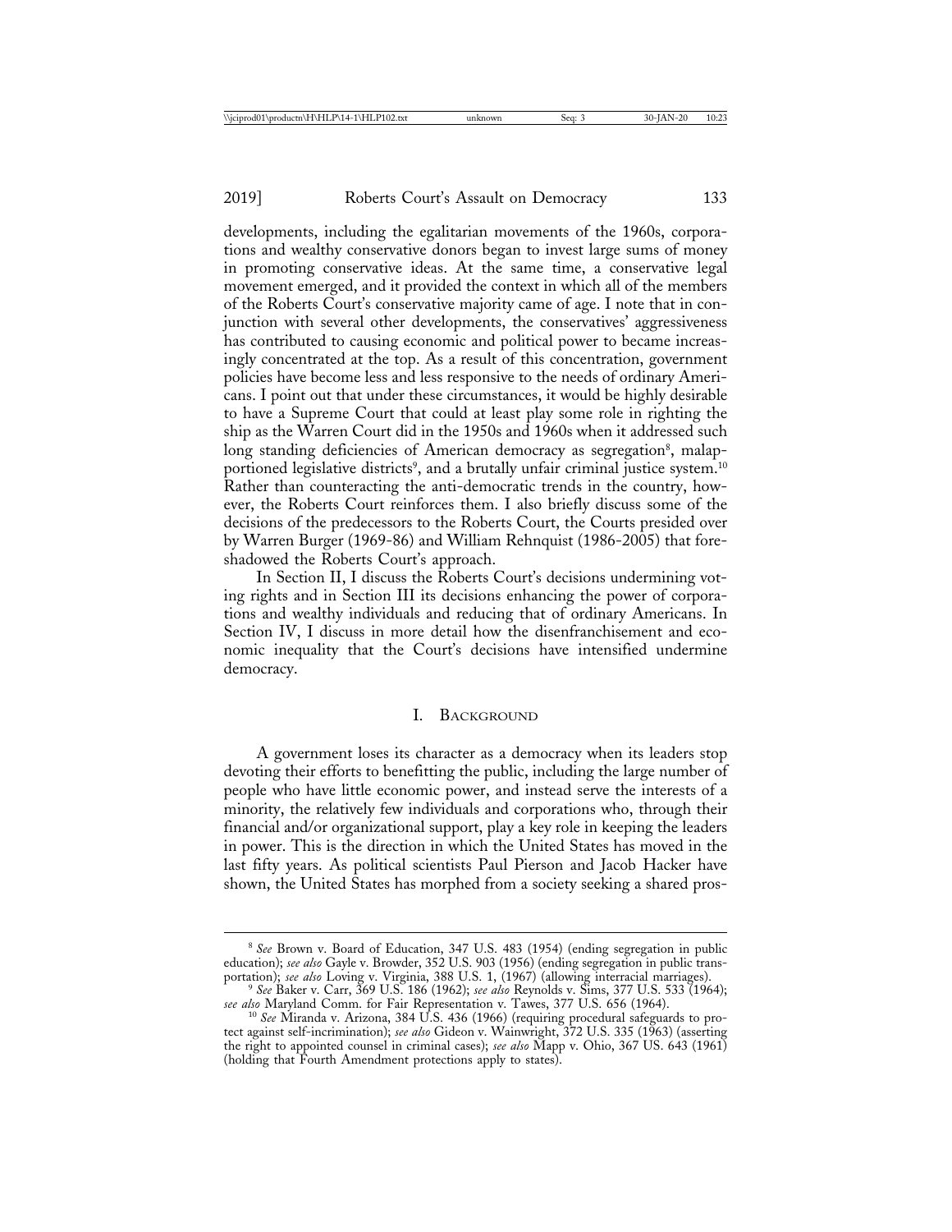developments, including the egalitarian movements of the 1960s, corporations and wealthy conservative donors began to invest large sums of money in promoting conservative ideas. At the same time, a conservative legal movement emerged, and it provided the context in which all of the members of the Roberts Court's conservative majority came of age. I note that in conjunction with several other developments, the conservatives' aggressiveness has contributed to causing economic and political power to became increasingly concentrated at the top. As a result of this concentration, government policies have become less and less responsive to the needs of ordinary Americans. I point out that under these circumstances, it would be highly desirable to have a Supreme Court that could at least play some role in righting the ship as the Warren Court did in the 1950s and 1960s when it addressed such long standing deficiencies of American democracy as segregation[8], malapportioned legislative districts[9], and a brutally unfair criminal justice system.[10] Rather than counteracting the anti-democratic trends in the country, however, the Roberts Court reinforces them. I also briefly discuss some of the decisions of the predecessors to the Roberts Court, the Courts presided over by Warren Burger (1969-86) and William Rehnquist (1986-2005) that foreshadowed the Roberts Court's approach.

In Section II, I discuss the Roberts Court's decisions undermining voting rights and in Section III its decisions enhancing the power of corporations and wealthy individuals and reducing that of ordinary Americans. In Section IV, I discuss in more detail how the disenfranchisement and economic inequality that the Court's decisions have intensified undermine democracy.

## I. Background

A government loses its character as a democracy when its leaders stop devoting their efforts to benefitting the public, including the large number of people who have little economic power, and instead serve the interests of a minority, the relatively few individuals and corporations who, through their financial and/or organizational support, play a key role in keeping the leaders in power. This is the direction in which the United States has moved in the last fifty years. As political scientists Paul Pierson and Jacob Hacker have shown, the United States has morphed from a society seeking a shared pros-

---

[8] *See* Brown v. Board of Education, 347 U.S. 483 (1954) (ending segregation in public education); *see also* Gayle v. Browder, 352 U.S. 903 (1956) (ending segregation in public transportation); *see also* Loving v. Virginia, 388 U.S. 1, (1967) (allowing interracial marriages).

[9] *See* Baker v. Carr, 369 U.S. 186 (1962); *see also* Reynolds v. Sims, 377 U.S. 533 (1964); *see also* Maryland Comm. for Fair Representation v. Tawes, 377 U.S. 656 (1964).

[10] *See* Miranda v. Arizona, 384 U.S. 436 (1966) (requiring procedural safeguards to protect against self-incrimination); *see also* Gideon v. Wainwright, 372 U.S. 335 (1963) (asserting the right to appointed counsel in criminal cases); *see also* Mapp v. Ohio, 367 US. 643 (1961) (holding that Fourth Amendment protections apply to states).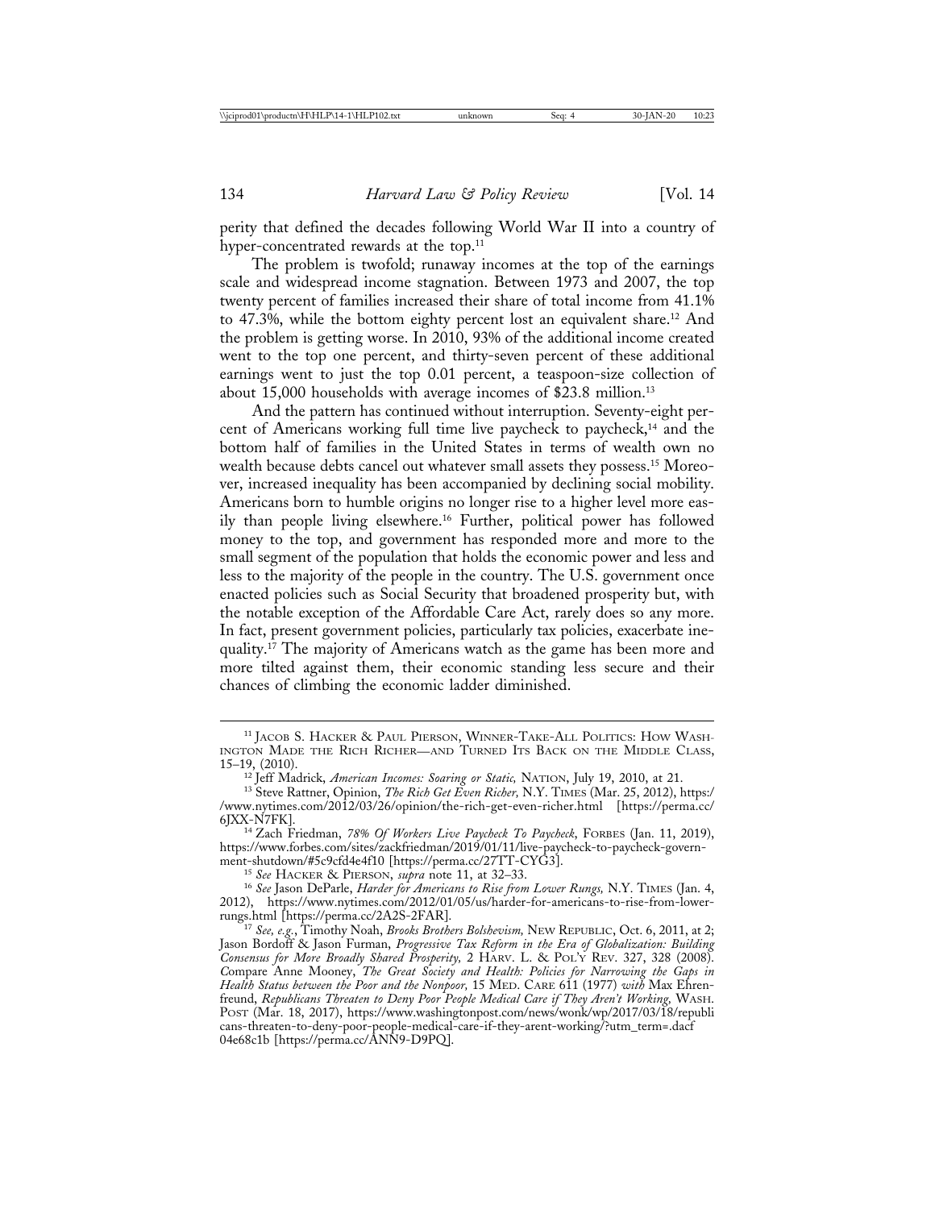perity that defined the decades following World War II into a country of hyper-concentrated rewards at the top.[11]

The problem is twofold; runaway incomes at the top of the earnings scale and widespread income stagnation. Between 1973 and 2007, the top twenty percent of families increased their share of total income from 41.1% to 47.3%, while the bottom eighty percent lost an equivalent share.[12] And the problem is getting worse. In 2010, 93% of the additional income created went to the top one percent, and thirty-seven percent of these additional earnings went to just the top 0.01 percent, a teaspoon-size collection of about 15,000 households with average incomes of $23.8 million.[13]

And the pattern has continued without interruption. Seventy-eight percent of Americans working full time live paycheck to paycheck,[14] and the bottom half of families in the United States in terms of wealth own no wealth because debts cancel out whatever small assets they possess.[15] Moreover, increased inequality has been accompanied by declining social mobility. Americans born to humble origins no longer rise to a higher level more easily than people living elsewhere.[16] Further, political power has followed money to the top, and government has responded more and more to the small segment of the population that holds the economic power and less and less to the majority of the people in the country. The U.S. government once enacted policies such as Social Security that broadened prosperity but, with the notable exception of the Affordable Care Act, rarely does so any more. In fact, present government policies, particularly tax policies, exacerbate inequality.[17] The majority of Americans watch as the game has been more and more tilted against them, their economic standing less secure and their chances of climbing the economic ladder diminished.

---

[11] Jacob S. Hacker & Paul Pierson, Winner-Take-All Politics: How Washington Made the Rich Richer—and Turned Its Back on the Middle Class, 15–19, (2010).

[12] Jeff Madrick, *American Incomes: Soaring or Static,* Nation, July 19, 2010, at 21.

[13] Steve Rattner, Opinion, *The Rich Get Even Richer,* N.Y. Times (Mar. 25, 2012), https://www.nytimes.com/2012/03/26/opinion/the-rich-get-even-richer.html [https://perma.cc/6JXX-N7FK].

[14] Zach Friedman, *78% Of Workers Live Paycheck To Paycheck,* Forbes (Jan. 11, 2019), https://www.forbes.com/sites/zackfriedman/2019/01/11/live-paycheck-to-paycheck-government-shutdown/#5c9cfd4e4f10 [https://perma.cc/27TT-CYG3].

[15] *See* Hacker & Pierson, *supra* note 11, at 32–33.

[16] *See* Jason DeParle, *Harder for Americans to Rise from Lower Rungs,* N.Y. Times (Jan. 4, 2012), https://www.nytimes.com/2012/01/05/us/harder-for-americans-to-rise-from-lower-rungs.html [https://perma.cc/2A2S-2FAR].

[17] *See, e.g.*, Timothy Noah, *Brooks Brothers Bolshevism,* New Republic, Oct. 6, 2011, at 2; Jason Bordoff & Jason Furman, *Progressive Tax Reform in the Era of Globalization: Building Consensus for More Broadly Shared Prosperity,* 2 Harv. L. & Pol'y Rev. 327, 328 (2008). *C*ompare Anne Mooney, *The Great Society and Health: Policies for Narrowing the Gaps in Health Status between the Poor and the Nonpoor,* 15 Med. Care 611 (1977) *with* Max Ehrenfreund, *Republicans Threaten to Deny Poor People Medical Care if They Aren't Working,* Wash. Post (Mar. 18, 2017), https://www.washingtonpost.com/news/wonk/wp/2017/03/18/republicans-threaten-to-deny-poor-people-medical-care-if-they-arent-working/?utm_term=.dacf04e68c1b [https://perma.cc/ANN9-D9PQ].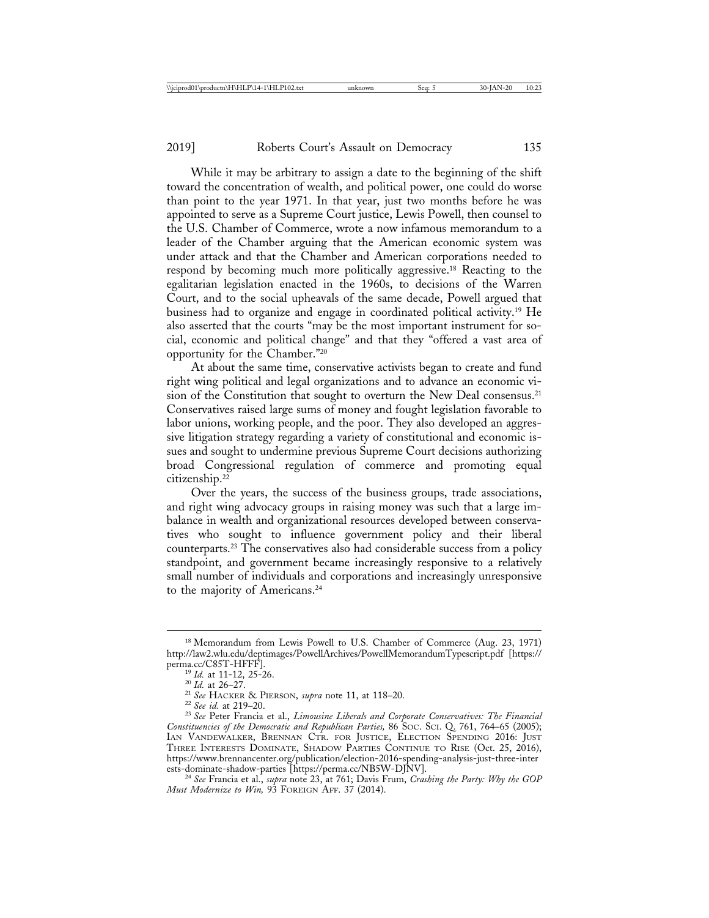While it may be arbitrary to assign a date to the beginning of the shift toward the concentration of wealth, and political power, one could do worse than point to the year 1971. In that year, just two months before he was appointed to serve as a Supreme Court justice, Lewis Powell, then counsel to the U.S. Chamber of Commerce, wrote a now infamous memorandum to a leader of the Chamber arguing that the American economic system was under attack and that the Chamber and American corporations needed to respond by becoming much more politically aggressive.[18] Reacting to the egalitarian legislation enacted in the 1960s, to decisions of the Warren Court, and to the social upheavals of the same decade, Powell argued that business had to organize and engage in coordinated political activity.[19] He also asserted that the courts "may be the most important instrument for social, economic and political change" and that they "offered a vast area of opportunity for the Chamber."[20]

At about the same time, conservative activists began to create and fund right wing political and legal organizations and to advance an economic vision of the Constitution that sought to overturn the New Deal consensus.[21] Conservatives raised large sums of money and fought legislation favorable to labor unions, working people, and the poor. They also developed an aggressive litigation strategy regarding a variety of constitutional and economic issues and sought to undermine previous Supreme Court decisions authorizing broad Congressional regulation of commerce and promoting equal citizenship.[22]

Over the years, the success of the business groups, trade associations, and right wing advocacy groups in raising money was such that a large imbalance in wealth and organizational resources developed between conservatives who sought to influence government policy and their liberal counterparts.[23] The conservatives also had considerable success from a policy standpoint, and government became increasingly responsive to a relatively small number of individuals and corporations and increasingly unresponsive to the majority of Americans.[24]

---

[18] Memorandum from Lewis Powell to U.S. Chamber of Commerce (Aug. 23, 1971) http://law2.wlu.edu/deptimages/PowellArchives/PowellMemorandumTypescript.pdf [https://perma.cc/C85T-HFFF].

[19] *Id.* at 11-12, 25-26.

[20] *Id.* at 26–27.

[21] *See* HACKER & PIERSON, *supra* note 11, at 118–20.

[22] *See id.* at 219–20.

[23] *See* Peter Francia et al., *Limousine Liberals and Corporate Conservatives: The Financial Constituencies of the Democratic and Republican Parties,* 86 SOC. SCI. Q. 761, 764–65 (2005); IAN VANDEWALKER, BRENNAN CTR. FOR JUSTICE, ELECTION SPENDING 2016: JUST THREE INTERESTS DOMINATE, SHADOW PARTIES CONTINUE TO RISE (Oct. 25, 2016), https://www.brennancenter.org/publication/election-2016-spending-analysis-just-three-interests-dominate-shadow-parties [https://perma.cc/NB5W-DJNV].

[24] *See* Francia et al., *supra* note 23, at 761; Davis Frum, *Crashing the Party: Why the GOP Must Modernize to Win,* 93 FOREIGN AFF. 37 (2014).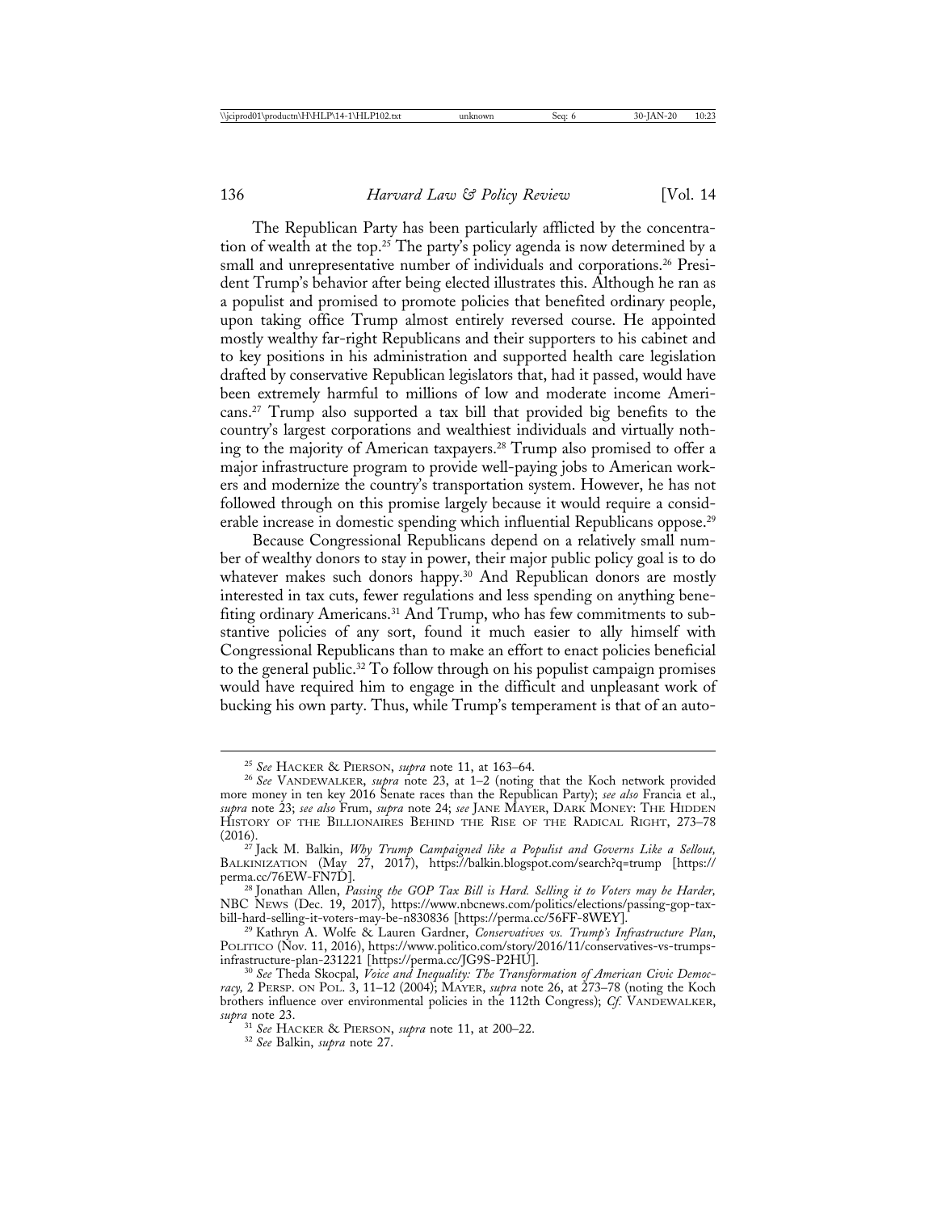The Republican Party has been particularly afflicted by the concentration of wealth at the top.[25] The party's policy agenda is now determined by a small and unrepresentative number of individuals and corporations.[26] President Trump's behavior after being elected illustrates this. Although he ran as a populist and promised to promote policies that benefited ordinary people, upon taking office Trump almost entirely reversed course. He appointed mostly wealthy far-right Republicans and their supporters to his cabinet and to key positions in his administration and supported health care legislation drafted by conservative Republican legislators that, had it passed, would have been extremely harmful to millions of low and moderate income Americans.[27] Trump also supported a tax bill that provided big benefits to the country's largest corporations and wealthiest individuals and virtually nothing to the majority of American taxpayers.[28] Trump also promised to offer a major infrastructure program to provide well-paying jobs to American workers and modernize the country's transportation system. However, he has not followed through on this promise largely because it would require a considerable increase in domestic spending which influential Republicans oppose.[29]

Because Congressional Republicans depend on a relatively small number of wealthy donors to stay in power, their major public policy goal is to do whatever makes such donors happy.[30] And Republican donors are mostly interested in tax cuts, fewer regulations and less spending on anything benefiting ordinary Americans.[31] And Trump, who has few commitments to substantive policies of any sort, found it much easier to ally himself with Congressional Republicans than to make an effort to enact policies beneficial to the general public.[32] To follow through on his populist campaign promises would have required him to engage in the difficult and unpleasant work of bucking his own party. Thus, while Trump's temperament is that of an auto-

---

[25] *See* HACKER & PIERSON, *supra* note 11, at 163–64.

[26] *See* VANDEWALKER, *supra* note 23, at 1–2 (noting that the Koch network provided more money in ten key 2016 Senate races than the Republican Party); *see also* Francia et al., *supra* note 23; *see also* Frum, *supra* note 24; *see* JANE MAYER, DARK MONEY: THE HIDDEN HISTORY OF THE BILLIONAIRES BEHIND THE RISE OF THE RADICAL RIGHT, 273–78 (2016).

[27] Jack M. Balkin, *Why Trump Campaigned like a Populist and Governs Like a Sellout,* BALKINIZATION (May 27, 2017), https://balkin.blogspot.com/search?q=trump [https://perma.cc/76EW-FN7D].

[28] Jonathan Allen, *Passing the GOP Tax Bill is Hard. Selling it to Voters may be Harder,* NBC NEWS (Dec. 19, 2017), https://www.nbcnews.com/politics/elections/passing-gop-tax-bill-hard-selling-it-voters-may-be-n830836 [https://perma.cc/56FF-8WEY].

[29] Kathryn A. Wolfe & Lauren Gardner, *Conservatives vs. Trump's Infrastructure Plan*, POLITICO (Nov. 11, 2016), https://www.politico.com/story/2016/11/conservatives-vs-trumps-infrastructure-plan-231221 [https://perma.cc/JG9S-P2HU].

[30] *See* Theda Skocpal, *Voice and Inequality: The Transformation of American Civic Democracy,* 2 PERSP. ON POL. 3, 11–12 (2004); MAYER, *supra* note 26, at 273–78 (noting the Koch brothers influence over environmental policies in the 112th Congress); *Cf.* VANDEWALKER, *supra* note 23.

[31] *See* HACKER & PIERSON, *supra* note 11, at 200–22.

[32] *See* Balkin, *supra* note 27.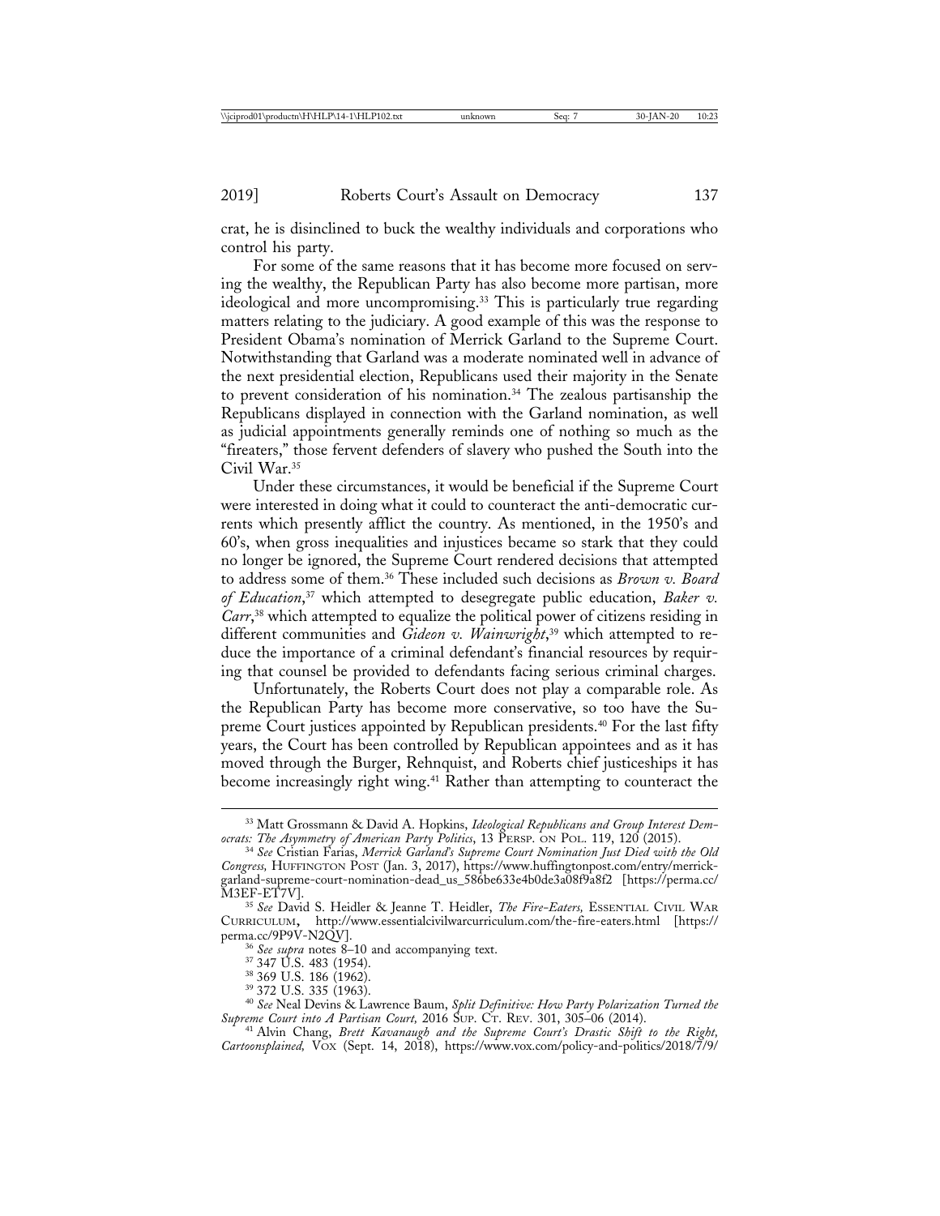crat, he is disinclined to buck the wealthy individuals and corporations who control his party.

For some of the same reasons that it has become more focused on serving the wealthy, the Republican Party has also become more partisan, more ideological and more uncompromising.[33] This is particularly true regarding matters relating to the judiciary. A good example of this was the response to President Obama's nomination of Merrick Garland to the Supreme Court. Notwithstanding that Garland was a moderate nominated well in advance of the next presidential election, Republicans used their majority in the Senate to prevent consideration of his nomination.[34] The zealous partisanship the Republicans displayed in connection with the Garland nomination, as well as judicial appointments generally reminds one of nothing so much as the "fireaters," those fervent defenders of slavery who pushed the South into the Civil War.[35]

Under these circumstances, it would be beneficial if the Supreme Court were interested in doing what it could to counteract the anti-democratic currents which presently afflict the country. As mentioned, in the 1950's and 60's, when gross inequalities and injustices became so stark that they could no longer be ignored, the Supreme Court rendered decisions that attempted to address some of them.[36] These included such decisions as *Brown v. Board of Education*,[37] which attempted to desegregate public education, *Baker v. Carr*,[38] which attempted to equalize the political power of citizens residing in different communities and *Gideon v. Wainwright*,[39] which attempted to reduce the importance of a criminal defendant's financial resources by requiring that counsel be provided to defendants facing serious criminal charges.

Unfortunately, the Roberts Court does not play a comparable role. As the Republican Party has become more conservative, so too have the Supreme Court justices appointed by Republican presidents.[40] For the last fifty years, the Court has been controlled by Republican appointees and as it has moved through the Burger, Rehnquist, and Roberts chief justiceships it has become increasingly right wing.[41] Rather than attempting to counteract the

---

[33] Matt Grossmann & David A. Hopkins, *Ideological Republicans and Group Interest Democrats: The Asymmetry of American Party Politics*, 13 PERSP. ON POL. 119, 120 (2015).

[34] *See* Cristian Farias, *Merrick Garland's Supreme Court Nomination Just Died with the Old Congress,* HUFFINGTON POST (Jan. 3, 2017), https://www.huffingtonpost.com/entry/merrick-garland-supreme-court-nomination-dead_us_586be633e4b0de3a08f9a8f2 [https://perma.cc/M3EF-ET7V].

[35] *See* David S. Heidler & Jeanne T. Heidler, *The Fire-Eaters,* ESSENTIAL CIVIL WAR CURRICULUM, http://www.essentialcivilwarcurriculum.com/the-fire-eaters.html [https://perma.cc/9P9V-N2QV].

[36] *See supra* notes 8–10 and accompanying text.

[37] 347 U.S. 483 (1954).

[38] 369 U.S. 186 (1962).

[39] 372 U.S. 335 (1963).

[40] *See* Neal Devins & Lawrence Baum, *Split Definitive: How Party Polarization Turned the Supreme Court into A Partisan Court,* 2016 SUP. CT. REV. 301, 305–06 (2014).

[41] Alvin Chang, *Brett Kavanaugh and the Supreme Court's Drastic Shift to the Right, Cartoonsplained,* VOX (Sept. 14, 2018), https://www.vox.com/policy-and-politics/2018/7/9/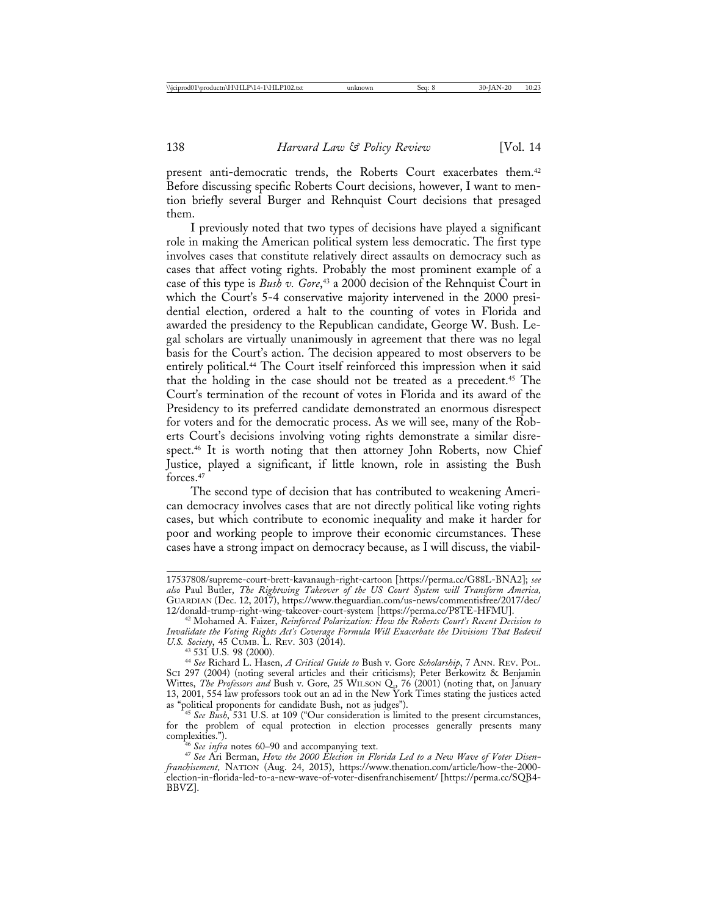present anti-democratic trends, the Roberts Court exacerbates them.[42] Before discussing specific Roberts Court decisions, however, I want to mention briefly several Burger and Rehnquist Court decisions that presaged them.

I previously noted that two types of decisions have played a significant role in making the American political system less democratic. The first type involves cases that constitute relatively direct assaults on democracy such as cases that affect voting rights. Probably the most prominent example of a case of this type is *Bush v. Gore*,[43] a 2000 decision of the Rehnquist Court in which the Court's 5-4 conservative majority intervened in the 2000 presidential election, ordered a halt to the counting of votes in Florida and awarded the presidency to the Republican candidate, George W. Bush. Legal scholars are virtually unanimously in agreement that there was no legal basis for the Court's action. The decision appeared to most observers to be entirely political.[44] The Court itself reinforced this impression when it said that the holding in the case should not be treated as a precedent.[45] The Court's termination of the recount of votes in Florida and its award of the Presidency to its preferred candidate demonstrated an enormous disrespect for voters and for the democratic process. As we will see, many of the Roberts Court's decisions involving voting rights demonstrate a similar disrespect.[46] It is worth noting that then attorney John Roberts, now Chief Justice, played a significant, if little known, role in assisting the Bush forces.[47]

The second type of decision that has contributed to weakening American democracy involves cases that are not directly political like voting rights cases, but which contribute to economic inequality and make it harder for poor and working people to improve their economic circumstances. These cases have a strong impact on democracy because, as I will discuss, the viabil-

---

17537808/supreme-court-brett-kavanaugh-right-cartoon [https://perma.cc/G88L-BNA2]; *see also* Paul Butler, *The Rightwing Takeover of the US Court System will Transform America,* GUARDIAN (Dec. 12, 2017), https://www.theguardian.com/us-news/commentisfree/2017/dec/12/donald-trump-right-wing-takeover-court-system [https://perma.cc/P8TE-HFMU].

[42] Mohamed A. Faizer, *Reinforced Polarization: How the Roberts Court's Recent Decision to Invalidate the Voting Rights Act's Coverage Formula Will Exacerbate the Divisions That Bedevil U.S. Society*, 45 CUMB. L. REV. 303 (2014).

[43] 531 U.S. 98 (2000).

[44] *See* Richard L. Hasen, *A Critical Guide to* Bush v. Gore *Scholarship*, 7 ANN. REV. POL. SCI 297 (2004) (noting several articles and their criticisms); Peter Berkowitz & Benjamin Wittes, *The Professors and* Bush v. Gore*,* 25 WILSON Q., 76 (2001) (noting that, on January 13, 2001, 554 law professors took out an ad in the New York Times stating the justices acted as "political proponents for candidate Bush, not as judges").

[45] *See Bush*, 531 U.S. at 109 ("Our consideration is limited to the present circumstances, for the problem of equal protection in election processes generally presents many complexities.").

[46] *See infra* notes 60–90 and accompanying text.

[47] *See* Ari Berman, *How the 2000 Election in Florida Led to a New Wave of Voter Disenfranchisement,* NATION (Aug. 24, 2015), https://www.thenation.com/article/how-the-2000-election-in-florida-led-to-a-new-wave-of-voter-disenfranchisement/ [https://perma.cc/SQB4-BBVZ].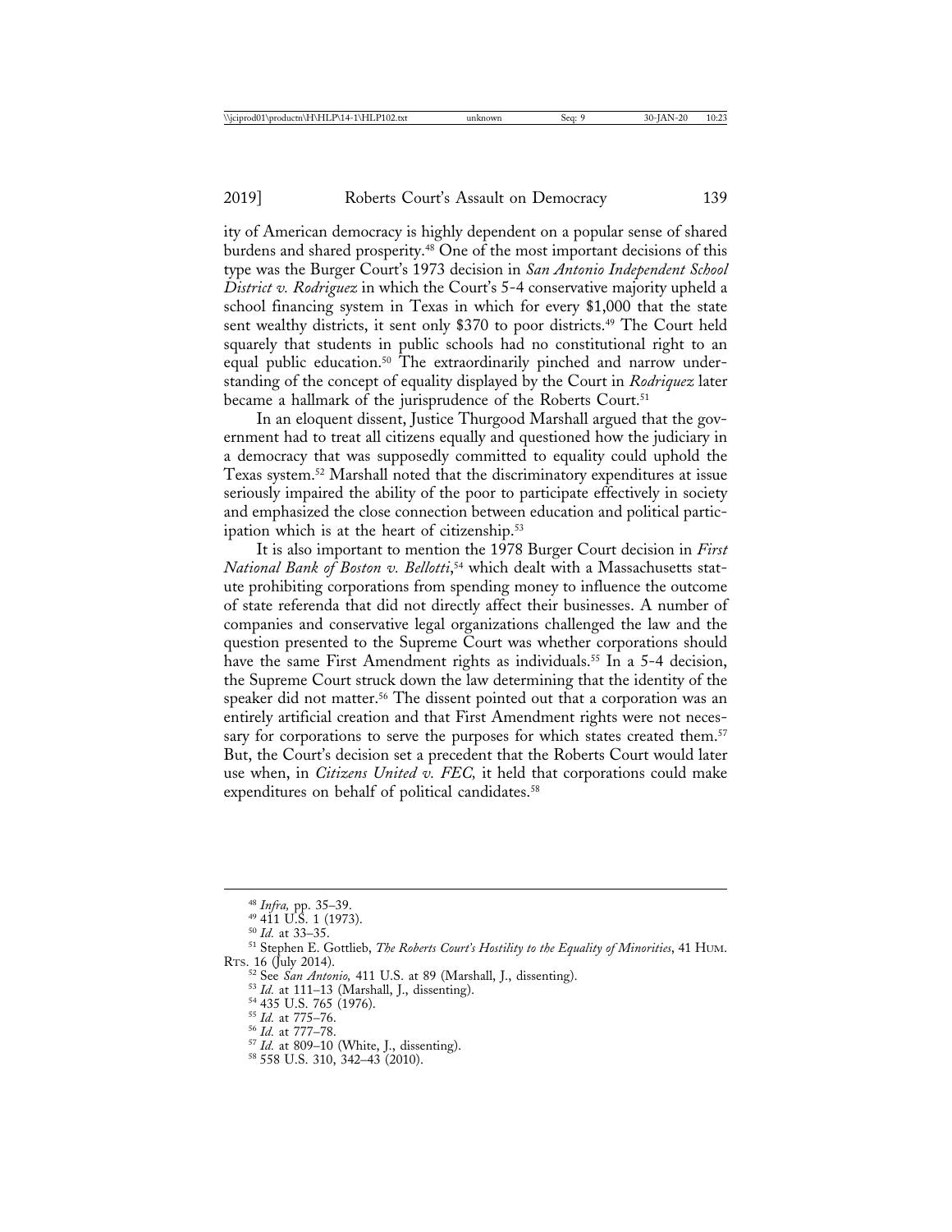ity of American democracy is highly dependent on a popular sense of shared burdens and shared prosperity.[48] One of the most important decisions of this type was the Burger Court's 1973 decision in *San Antonio Independent School District v. Rodriguez* in which the Court's 5-4 conservative majority upheld a school financing system in Texas in which for every $1,000 that the state sent wealthy districts, it sent only $370 to poor districts.[49] The Court held squarely that students in public schools had no constitutional right to an equal public education.[50] The extraordinarily pinched and narrow understanding of the concept of equality displayed by the Court in *Rodriquez* later became a hallmark of the jurisprudence of the Roberts Court.[51]

In an eloquent dissent, Justice Thurgood Marshall argued that the government had to treat all citizens equally and questioned how the judiciary in a democracy that was supposedly committed to equality could uphold the Texas system.[52] Marshall noted that the discriminatory expenditures at issue seriously impaired the ability of the poor to participate effectively in society and emphasized the close connection between education and political participation which is at the heart of citizenship.[53]

It is also important to mention the 1978 Burger Court decision in *First National Bank of Boston v. Bellotti*,[54] which dealt with a Massachusetts statute prohibiting corporations from spending money to influence the outcome of state referenda that did not directly affect their businesses. A number of companies and conservative legal organizations challenged the law and the question presented to the Supreme Court was whether corporations should have the same First Amendment rights as individuals.[55] In a 5-4 decision, the Supreme Court struck down the law determining that the identity of the speaker did not matter.[56] The dissent pointed out that a corporation was an entirely artificial creation and that First Amendment rights were not necessary for corporations to serve the purposes for which states created them.[57] But, the Court's decision set a precedent that the Roberts Court would later use when, in *Citizens United v. FEC,* it held that corporations could make expenditures on behalf of political candidates.[58]

---

[48] *Infra,* pp. 35–39.

[49] 411 U.S. 1 (1973).

[50] *Id.* at 33–35.

[51] Stephen E. Gottlieb, *The Roberts Court's Hostility to the Equality of Minorities*, 41 HUM. RTS. 16 (July 2014).

[52] See *San Antonio,* 411 U.S. at 89 (Marshall, J., dissenting).

[53] *Id.* at 111–13 (Marshall, J., dissenting).

[54] 435 U.S. 765 (1976).

[55] *Id.* at 775–76.

[56] *Id.* at 777–78.

[57] *Id.* at 809–10 (White, J., dissenting).

[58] 558 U.S. 310, 342–43 (2010).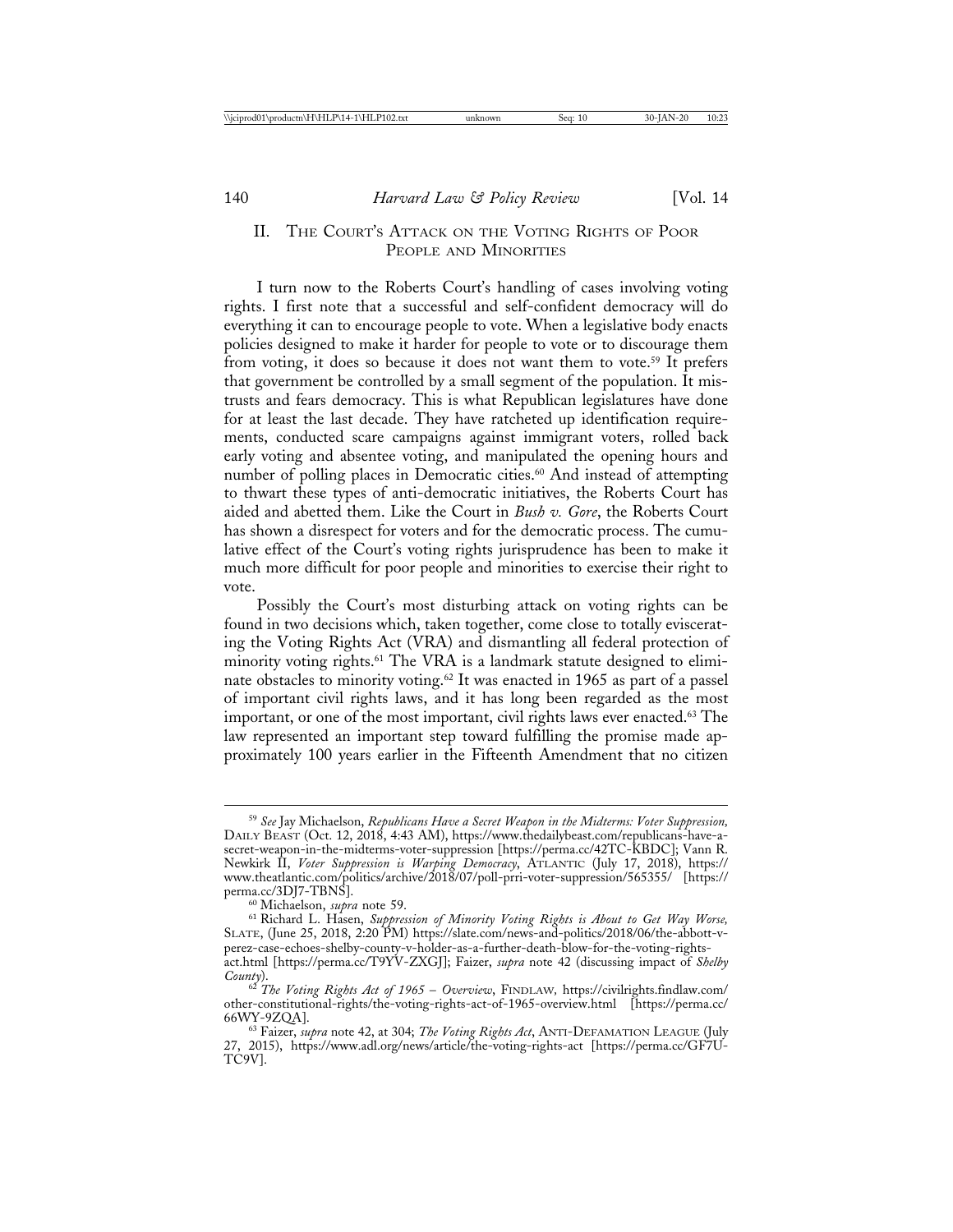## II. The Court's Attack on the Voting Rights of Poor People and Minorities

I turn now to the Roberts Court's handling of cases involving voting rights. I first note that a successful and self-confident democracy will do everything it can to encourage people to vote. When a legislative body enacts policies designed to make it harder for people to vote or to discourage them from voting, it does so because it does not want them to vote.[59] It prefers that government be controlled by a small segment of the population. It mistrusts and fears democracy. This is what Republican legislatures have done for at least the last decade. They have ratcheted up identification requirements, conducted scare campaigns against immigrant voters, rolled back early voting and absentee voting, and manipulated the opening hours and number of polling places in Democratic cities.[60] And instead of attempting to thwart these types of anti-democratic initiatives, the Roberts Court has aided and abetted them. Like the Court in *Bush v. Gore*, the Roberts Court has shown a disrespect for voters and for the democratic process. The cumulative effect of the Court's voting rights jurisprudence has been to make it much more difficult for poor people and minorities to exercise their right to vote.

Possibly the Court's most disturbing attack on voting rights can be found in two decisions which, taken together, come close to totally eviscerating the Voting Rights Act (VRA) and dismantling all federal protection of minority voting rights.[61] The VRA is a landmark statute designed to eliminate obstacles to minority voting.[62] It was enacted in 1965 as part of a passel of important civil rights laws, and it has long been regarded as the most important, or one of the most important, civil rights laws ever enacted.[63] The law represented an important step toward fulfilling the promise made approximately 100 years earlier in the Fifteenth Amendment that no citizen

---

[59] *See* Jay Michaelson, *Republicans Have a Secret Weapon in the Midterms: Voter Suppression,* Daily Beast (Oct. 12, 2018, 4:43 AM), https://www.thedailybeast.com/republicans-have-a-secret-weapon-in-the-midterms-voter-suppression [https://perma.cc/42TC-KBDC]; Vann R. Newkirk II, *Voter Suppression is Warping Democracy*, Atlantic (July 17, 2018), https://www.theatlantic.com/politics/archive/2018/07/poll-prri-voter-suppression/565355/ [https://perma.cc/3DJ7-TBNS].

[60] Michaelson, *supra* note 59.

[61] Richard L. Hasen, *Suppression of Minority Voting Rights is About to Get Way Worse,* Slate, (June 25, 2018, 2:20 PM) https://slate.com/news-and-politics/2018/06/the-abbott-v-perez-case-echoes-shelby-county-v-holder-as-a-further-death-blow-for-the-voting-rights-act.html [https://perma.cc/T9YV-ZXGJ]; Faizer, *supra* note 42 (discussing impact of *Shelby County*).

[62] *The Voting Rights Act of 1965 – Overview*, Findlaw, https://civilrights.findlaw.com/other-constitutional-rights/the-voting-rights-act-of-1965-overview.html [https://perma.cc/66WY-9ZQA].

[63] Faizer, *supra* note 42, at 304; *The Voting Rights Act*, Anti-Defamation League (July 27, 2015), https://www.adl.org/news/article/the-voting-rights-act [https://perma.cc/GF7U-TC9V].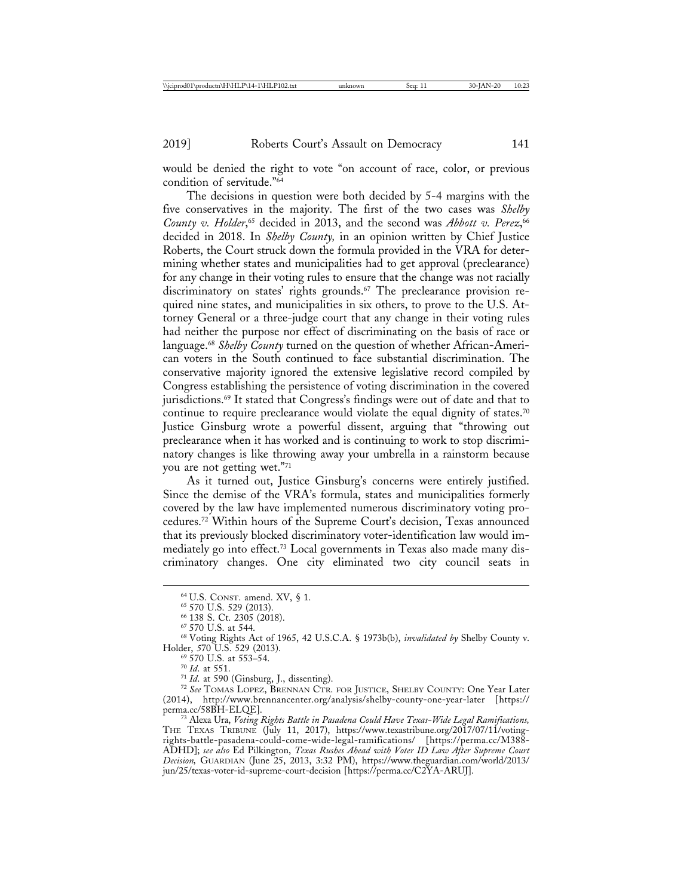would be denied the right to vote "on account of race, color, or previous condition of servitude."[64]

The decisions in question were both decided by 5-4 margins with the five conservatives in the majority. The first of the two cases was *Shelby County v. Holder*,[65] decided in 2013, and the second was *Abbott v. Perez*,[66] decided in 2018. In *Shelby County,* in an opinion written by Chief Justice Roberts, the Court struck down the formula provided in the VRA for determining whether states and municipalities had to get approval (preclearance) for any change in their voting rules to ensure that the change was not racially discriminatory on states' rights grounds.[67] The preclearance provision required nine states, and municipalities in six others, to prove to the U.S. Attorney General or a three-judge court that any change in their voting rules had neither the purpose nor effect of discriminating on the basis of race or language.[68] *Shelby County* turned on the question of whether African-American voters in the South continued to face substantial discrimination. The conservative majority ignored the extensive legislative record compiled by Congress establishing the persistence of voting discrimination in the covered jurisdictions.[69] It stated that Congress's findings were out of date and that to continue to require preclearance would violate the equal dignity of states.[70] Justice Ginsburg wrote a powerful dissent, arguing that "throwing out preclearance when it has worked and is continuing to work to stop discriminatory changes is like throwing away your umbrella in a rainstorm because you are not getting wet."[71]

As it turned out, Justice Ginsburg's concerns were entirely justified. Since the demise of the VRA's formula, states and municipalities formerly covered by the law have implemented numerous discriminatory voting procedures.[72] Within hours of the Supreme Court's decision, Texas announced that its previously blocked discriminatory voter-identification law would immediately go into effect.[73] Local governments in Texas also made many discriminatory changes. One city eliminated two city council seats in

---

[64] U.S. Const. amend. XV, § 1.

[65] 570 U.S. 529 (2013).

[66] 138 S. Ct. 2305 (2018).

[67] 570 U.S. at 544.

[68] Voting Rights Act of 1965, 42 U.S.C.A. § 1973b(b), *invalidated by* Shelby County v. Holder, 570 U.S. 529 (2013).

[69] 570 U.S. at 553–54.

[70] *Id.* at 551.

[71] *Id.* at 590 (Ginsburg, J., dissenting).

[72] *See* Tomas Lopez, Brennan Ctr. for Justice, Shelby County: One Year Later (2014), http://www.brennancenter.org/analysis/shelby-county-one-year-later [https://perma.cc/58BH-ELQE].

[73] Alexa Ura, *Voting Rights Battle in Pasadena Could Have Texas-Wide Legal Ramifications,* The Texas Tribune (July 11, 2017), https://www.texastribune.org/2017/07/11/voting-rights-battle-pasadena-could-come-wide-legal-ramifications/ [https://perma.cc/M388-ADHD]; *see also* Ed Pilkington, *Texas Rushes Ahead with Voter ID Law After Supreme Court Decision,* Guardian (June 25, 2013, 3:32 PM), https://www.theguardian.com/world/2013/jun/25/texas-voter-id-supreme-court-decision [https://perma.cc/C2YA-ARUJ].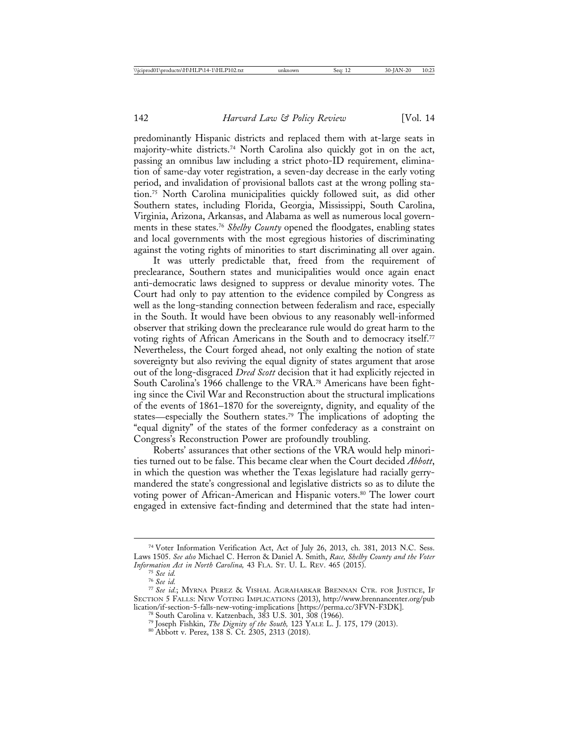predominantly Hispanic districts and replaced them with at-large seats in majority-white districts.[74] North Carolina also quickly got in on the act, passing an omnibus law including a strict photo-ID requirement, elimination of same-day voter registration, a seven-day decrease in the early voting period, and invalidation of provisional ballots cast at the wrong polling station.[75] North Carolina municipalities quickly followed suit, as did other Southern states, including Florida, Georgia, Mississippi, South Carolina, Virginia, Arizona, Arkansas, and Alabama as well as numerous local governments in these states.[76] *Shelby County* opened the floodgates, enabling states and local governments with the most egregious histories of discriminating against the voting rights of minorities to start discriminating all over again.

It was utterly predictable that, freed from the requirement of preclearance, Southern states and municipalities would once again enact anti-democratic laws designed to suppress or devalue minority votes. The Court had only to pay attention to the evidence compiled by Congress as well as the long-standing connection between federalism and race, especially in the South. It would have been obvious to any reasonably well-informed observer that striking down the preclearance rule would do great harm to the voting rights of African Americans in the South and to democracy itself.[77] Nevertheless, the Court forged ahead, not only exalting the notion of state sovereignty but also reviving the equal dignity of states argument that arose out of the long-disgraced *Dred Scott* decision that it had explicitly rejected in South Carolina's 1966 challenge to the VRA.[78] Americans have been fighting since the Civil War and Reconstruction about the structural implications of the events of 1861–1870 for the sovereignty, dignity, and equality of the states—especially the Southern states.[79] The implications of adopting the "equal dignity" of the states of the former confederacy as a constraint on Congress's Reconstruction Power are profoundly troubling.

Roberts' assurances that other sections of the VRA would help minorities turned out to be false. This became clear when the Court decided *Abbott*, in which the question was whether the Texas legislature had racially gerrymandered the state's congressional and legislative districts so as to dilute the voting power of African-American and Hispanic voters.[80] The lower court engaged in extensive fact-finding and determined that the state had inten-

---

[74] Voter Information Verification Act, Act of July 26, 2013, ch. 381, 2013 N.C. Sess. Laws 1505. *See also* Michael C. Herron & Daniel A. Smith, *Race, Shelby County and the Voter Information Act in North Carolina,* 43 FLA. ST. U. L. REV. 465 (2015).

[75] *See id.*

[76] *See id.*

[77] *See id.*; MYRNA PEREZ & VISHAL AGRAHARKAR BRENNAN CTR. FOR JUSTICE, IF SECTION 5 FALLS: NEW VOTING IMPLICATIONS (2013), http://www.brennancenter.org/publication/if-section-5-falls-new-voting-implications [https://perma.cc/3FVN-F3DK].

[78] South Carolina v. Katzenbach, 383 U.S. 301, 308 (1966).

[79] Joseph Fishkin, *The Dignity of the South,* 123 YALE L. J. 175, 179 (2013).

[80] Abbott v. Perez, 138 S. Ct. 2305, 2313 (2018).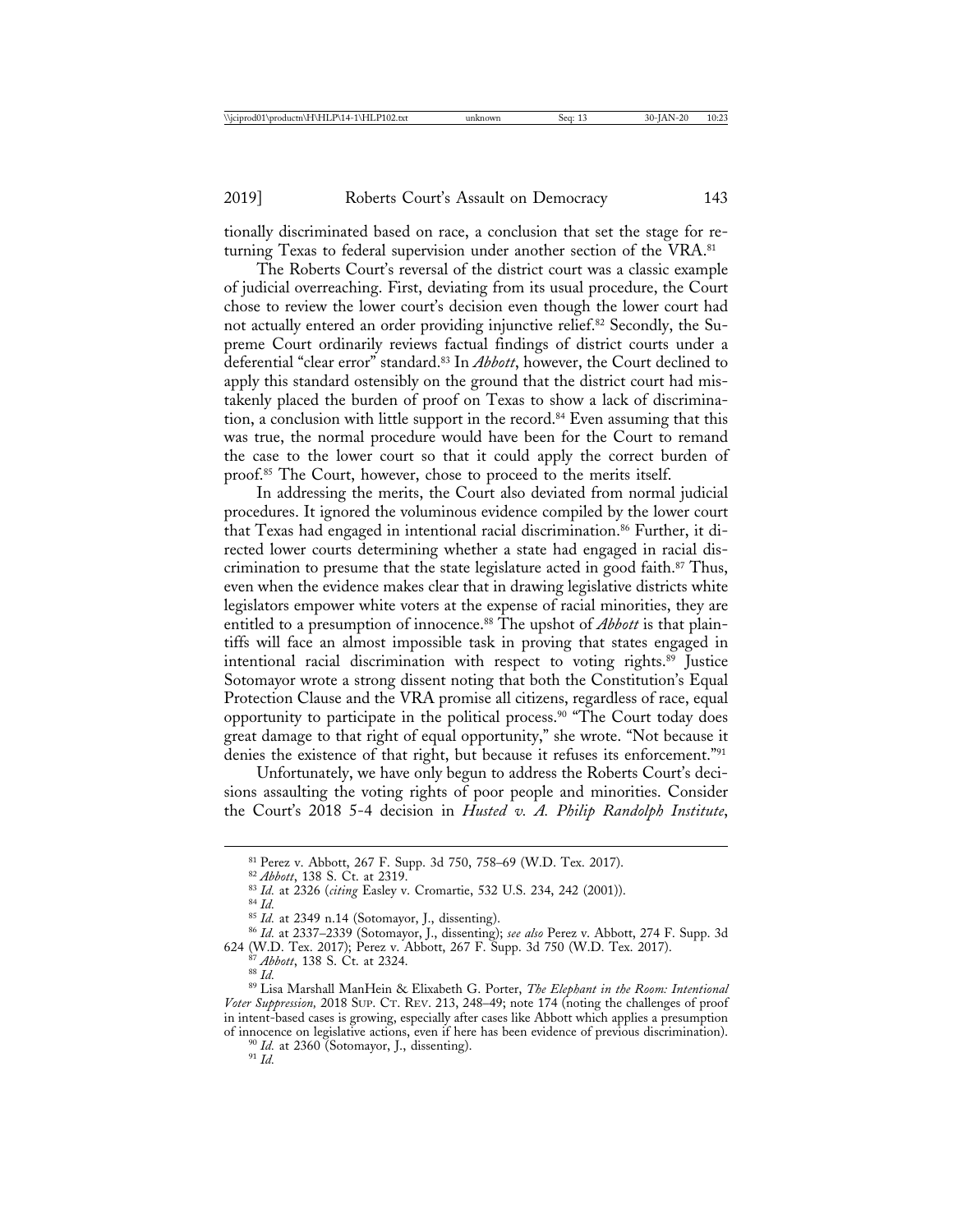tionally discriminated based on race, a conclusion that set the stage for returning Texas to federal supervision under another section of the VRA.[81]

The Roberts Court's reversal of the district court was a classic example of judicial overreaching. First, deviating from its usual procedure, the Court chose to review the lower court's decision even though the lower court had not actually entered an order providing injunctive relief.[82] Secondly, the Supreme Court ordinarily reviews factual findings of district courts under a deferential "clear error" standard.[83] In *Abbott*, however, the Court declined to apply this standard ostensibly on the ground that the district court had mistakenly placed the burden of proof on Texas to show a lack of discrimination, a conclusion with little support in the record.[84] Even assuming that this was true, the normal procedure would have been for the Court to remand the case to the lower court so that it could apply the correct burden of proof.[85] The Court, however, chose to proceed to the merits itself.

In addressing the merits, the Court also deviated from normal judicial procedures. It ignored the voluminous evidence compiled by the lower court that Texas had engaged in intentional racial discrimination.[86] Further, it directed lower courts determining whether a state had engaged in racial discrimination to presume that the state legislature acted in good faith.[87] Thus, even when the evidence makes clear that in drawing legislative districts white legislators empower white voters at the expense of racial minorities, they are entitled to a presumption of innocence.[88] The upshot of *Abbott* is that plaintiffs will face an almost impossible task in proving that states engaged in intentional racial discrimination with respect to voting rights.[89] Justice Sotomayor wrote a strong dissent noting that both the Constitution's Equal Protection Clause and the VRA promise all citizens, regardless of race, equal opportunity to participate in the political process.[90] "The Court today does great damage to that right of equal opportunity," she wrote. "Not because it denies the existence of that right, but because it refuses its enforcement."[91]

Unfortunately, we have only begun to address the Roberts Court's decisions assaulting the voting rights of poor people and minorities. Consider the Court's 2018 5-4 decision in *Husted v. A. Philip Randolph Institute*,

---

[81] Perez v. Abbott, 267 F. Supp. 3d 750, 758–69 (W.D. Tex. 2017).

[82] *Abbott*, 138 S. Ct. at 2319.

[83] *Id.* at 2326 (*citing* Easley v. Cromartie, 532 U.S. 234, 242 (2001)).

[84] *Id.*

[85] *Id.* at 2349 n.14 (Sotomayor, J., dissenting).

[86] *Id.* at 2337–2339 (Sotomayor, J., dissenting); *see also* Perez v. Abbott, 274 F. Supp. 3d 624 (W.D. Tex. 2017); Perez v. Abbott, 267 F. Supp. 3d 750 (W.D. Tex. 2017).

[87] *Abbott*, 138 S. Ct. at 2324.

[88] *Id.*

[89] Lisa Marshall ManHein & Elixabeth G. Porter, *The Elephant in the Room: Intentional Voter Suppression,* 2018 SUP. CT. REV. 213, 248–49; note 174 (noting the challenges of proof in intent-based cases is growing, especially after cases like Abbott which applies a presumption of innocence on legislative actions, even if here has been evidence of previous discrimination).

[90] *Id.* at 2360 (Sotomayor, J., dissenting).

[91] *Id.*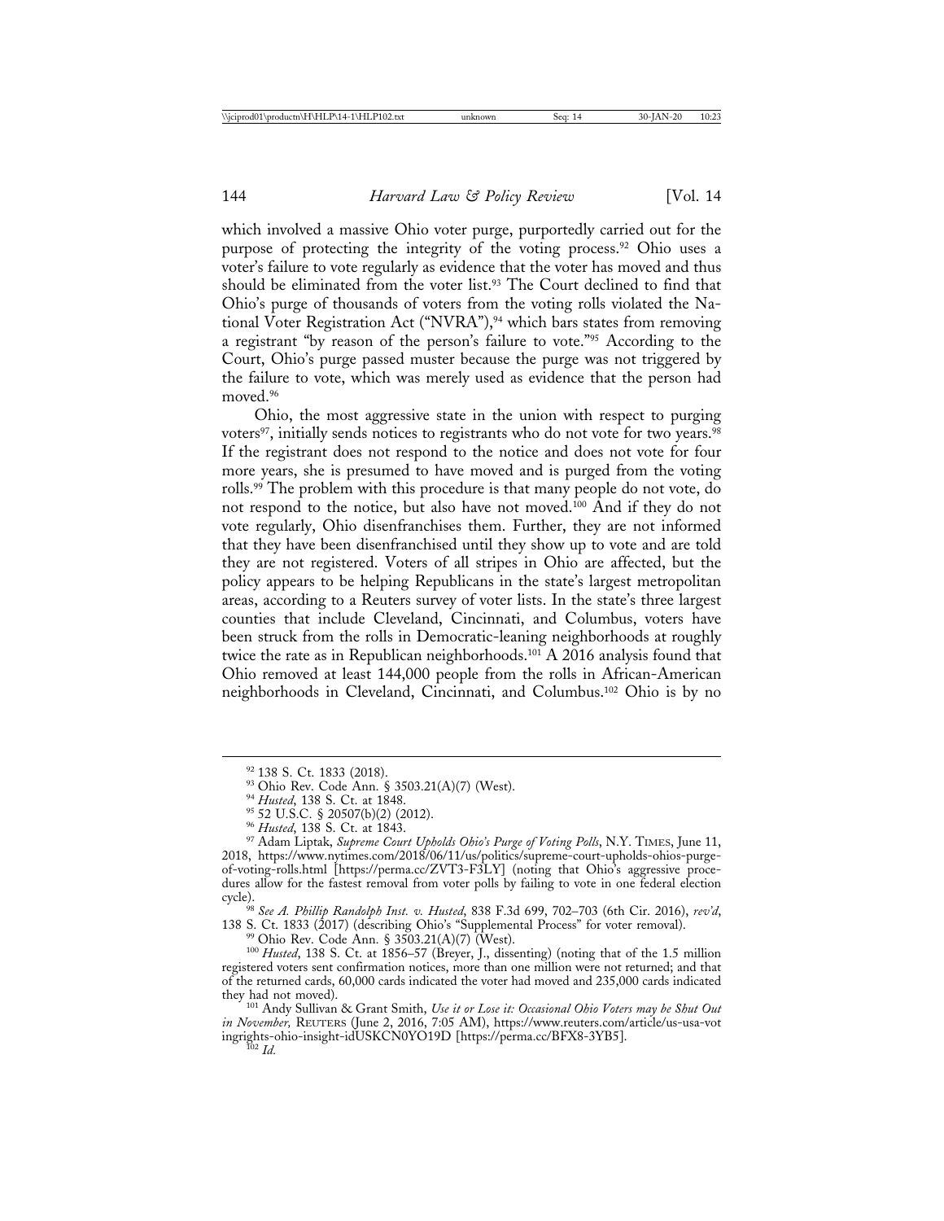which involved a massive Ohio voter purge, purportedly carried out for the purpose of protecting the integrity of the voting process.[92] Ohio uses a voter's failure to vote regularly as evidence that the voter has moved and thus should be eliminated from the voter list.[93] The Court declined to find that Ohio's purge of thousands of voters from the voting rolls violated the National Voter Registration Act ("NVRA"),[94] which bars states from removing a registrant "by reason of the person's failure to vote."[95] According to the Court, Ohio's purge passed muster because the purge was not triggered by the failure to vote, which was merely used as evidence that the person had moved.[96]

Ohio, the most aggressive state in the union with respect to purging voters[97], initially sends notices to registrants who do not vote for two years.[98] If the registrant does not respond to the notice and does not vote for four more years, she is presumed to have moved and is purged from the voting rolls.[99] The problem with this procedure is that many people do not vote, do not respond to the notice, but also have not moved.[100] And if they do not vote regularly, Ohio disenfranchises them. Further, they are not informed that they have been disenfranchised until they show up to vote and are told they are not registered. Voters of all stripes in Ohio are affected, but the policy appears to be helping Republicans in the state's largest metropolitan areas, according to a Reuters survey of voter lists. In the state's three largest counties that include Cleveland, Cincinnati, and Columbus, voters have been struck from the rolls in Democratic-leaning neighborhoods at roughly twice the rate as in Republican neighborhoods.[101] A 2016 analysis found that Ohio removed at least 144,000 people from the rolls in African-American neighborhoods in Cleveland, Cincinnati, and Columbus.[102] Ohio is by no

---

[92] 138 S. Ct. 1833 (2018).

[93] Ohio Rev. Code Ann. § 3503.21(A)(7) (West).

[94] *Husted*, 138 S. Ct. at 1848.

[95] 52 U.S.C. § 20507(b)(2) (2012).

[96] *Husted*, 138 S. Ct. at 1843.

[97] Adam Liptak, *Supreme Court Upholds Ohio's Purge of Voting Polls*, N.Y. TIMES, June 11, 2018, https://www.nytimes.com/2018/06/11/us/politics/supreme-court-upholds-ohios-purge-of-voting-rolls.html [https://perma.cc/ZVT3-F3LY] (noting that Ohio's aggressive procedures allow for the fastest removal from voter polls by failing to vote in one federal election cycle).

[98] *See A. Phillip Randolph Inst. v. Husted*, 838 F.3d 699, 702–703 (6th Cir. 2016), *rev'd*, 138 S. Ct. 1833 (2017) (describing Ohio's "Supplemental Process" for voter removal).

[99] Ohio Rev. Code Ann. § 3503.21(A)(7) (West).

[100] *Husted*, 138 S. Ct. at 1856–57 (Breyer, J., dissenting) (noting that of the 1.5 million registered voters sent confirmation notices, more than one million were not returned; and that of the returned cards, 60,000 cards indicated the voter had moved and 235,000 cards indicated they had not moved).

[101] Andy Sullivan & Grant Smith, *Use it or Lose it: Occasional Ohio Voters may be Shut Out in November,* REUTERS (June 2, 2016, 7:05 AM), https://www.reuters.com/article/us-usa-votingrights-ohio-insight-idUSKCN0YO19D [https://perma.cc/BFX8-3YB5].

[102] *Id.*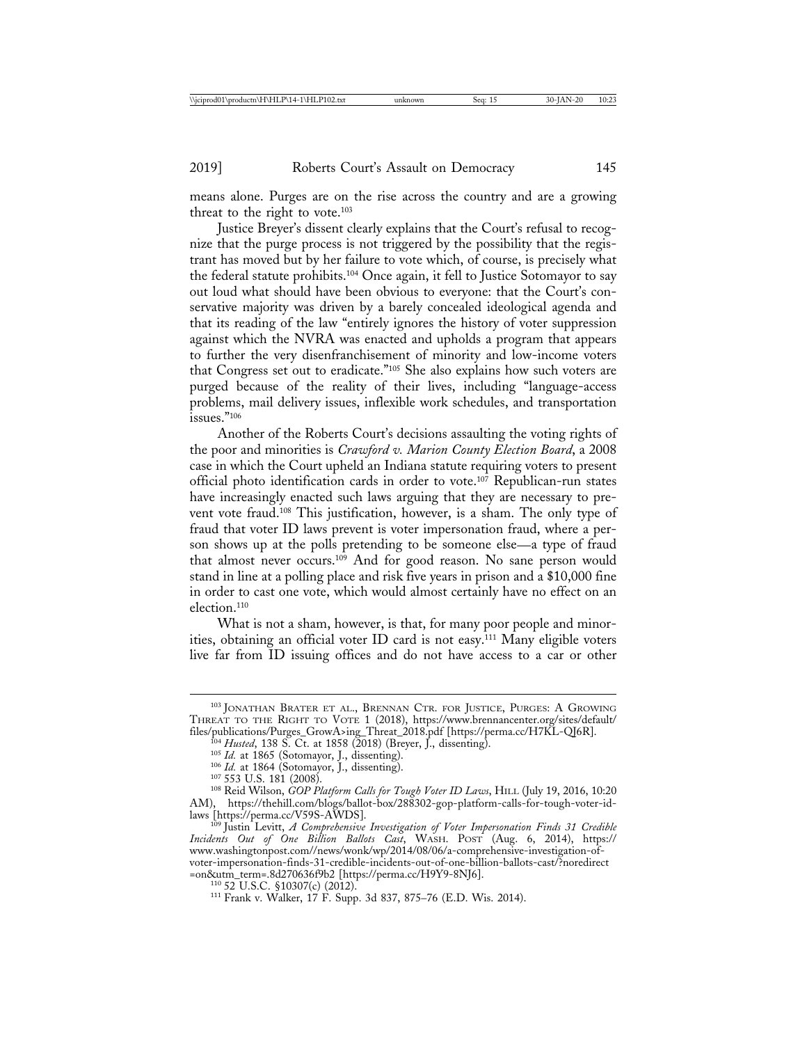means alone. Purges are on the rise across the country and are a growing threat to the right to vote.[103]

Justice Breyer's dissent clearly explains that the Court's refusal to recognize that the purge process is not triggered by the possibility that the registrant has moved but by her failure to vote which, of course, is precisely what the federal statute prohibits.[104] Once again, it fell to Justice Sotomayor to say out loud what should have been obvious to everyone: that the Court's conservative majority was driven by a barely concealed ideological agenda and that its reading of the law "entirely ignores the history of voter suppression against which the NVRA was enacted and upholds a program that appears to further the very disenfranchisement of minority and low-income voters that Congress set out to eradicate."[105] She also explains how such voters are purged because of the reality of their lives, including "language-access problems, mail delivery issues, inflexible work schedules, and transportation issues."[106]

Another of the Roberts Court's decisions assaulting the voting rights of the poor and minorities is *Crawford v. Marion County Election Board*, a 2008 case in which the Court upheld an Indiana statute requiring voters to present official photo identification cards in order to vote.[107] Republican-run states have increasingly enacted such laws arguing that they are necessary to prevent vote fraud.[108] This justification, however, is a sham. The only type of fraud that voter ID laws prevent is voter impersonation fraud, where a person shows up at the polls pretending to be someone else—a type of fraud that almost never occurs.[109] And for good reason. No sane person would stand in line at a polling place and risk five years in prison and a $10,000 fine in order to cast one vote, which would almost certainly have no effect on an election.[110]

What is not a sham, however, is that, for many poor people and minorities, obtaining an official voter ID card is not easy.[111] Many eligible voters live far from ID issuing offices and do not have access to a car or other

---

[103] Jonathan Brater et al., Brennan Ctr. for Justice, Purges: A Growing Threat to the Right to Vote 1 (2018), https://www.brennancenter.org/sites/default/files/publications/Purges_GrowA>ing_Threat_2018.pdf [https://perma.cc/H7KL-QJ6R].

[104] *Husted*, 138 S. Ct. at 1858 (2018) (Breyer, J., dissenting).

[105] *Id.* at 1865 (Sotomayor, J., dissenting).

[106] *Id.* at 1864 (Sotomayor, J., dissenting).

[107] 553 U.S. 181 (2008).

[108] Reid Wilson, *GOP Platform Calls for Tough Voter ID Laws*, Hill (July 19, 2016, 10:20 AM), https://thehill.com/blogs/ballot-box/288302-gop-platform-calls-for-tough-voter-id-laws [https://perma.cc/V59S-AWDS].

[109] Justin Levitt, *A Comprehensive Investigation of Voter Impersonation Finds 31 Credible Incidents Out of One Billion Ballots Cast*, Wash. Post (Aug. 6, 2014), https://www.washingtonpost.com//news/wonk/wp/2014/08/06/a-comprehensive-investigation-of-voter-impersonation-finds-31-credible-incidents-out-of-one-billion-ballots-cast/?noredirect=on&utm_term=.8d270636f9b2 [https://perma.cc/H9Y9-8NJ6].

[110] 52 U.S.C. §10307(c) (2012).

[111] Frank v. Walker, 17 F. Supp. 3d 837, 875–76 (E.D. Wis. 2014).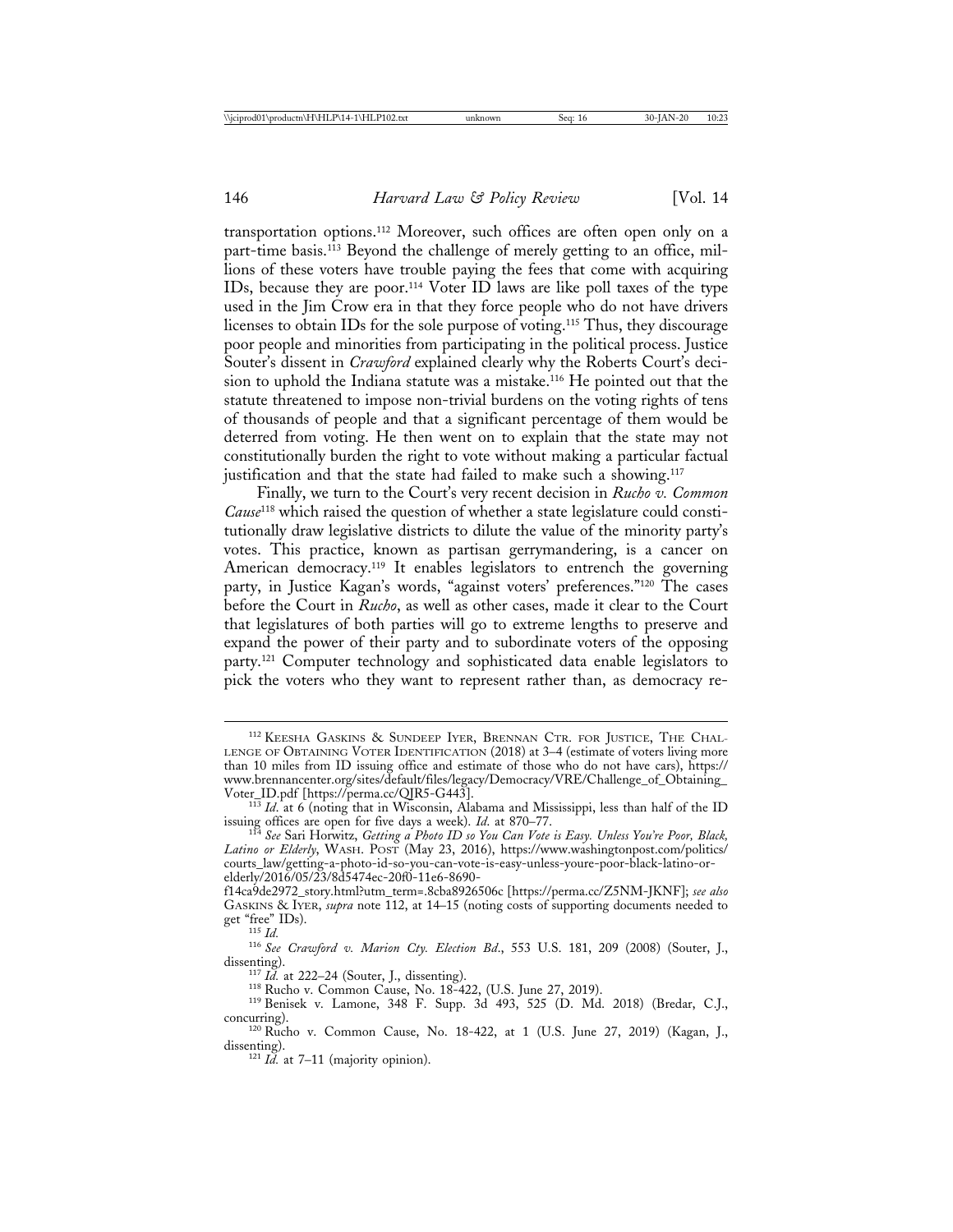transportation options.[112] Moreover, such offices are often open only on a part-time basis.[113] Beyond the challenge of merely getting to an office, millions of these voters have trouble paying the fees that come with acquiring IDs, because they are poor.[114] Voter ID laws are like poll taxes of the type used in the Jim Crow era in that they force people who do not have drivers licenses to obtain IDs for the sole purpose of voting.[115] Thus, they discourage poor people and minorities from participating in the political process. Justice Souter's dissent in *Crawford* explained clearly why the Roberts Court's decision to uphold the Indiana statute was a mistake.[116] He pointed out that the statute threatened to impose non-trivial burdens on the voting rights of tens of thousands of people and that a significant percentage of them would be deterred from voting. He then went on to explain that the state may not constitutionally burden the right to vote without making a particular factual justification and that the state had failed to make such a showing.[117]

Finally, we turn to the Court's very recent decision in *Rucho v. Common Cause*[118] which raised the question of whether a state legislature could constitutionally draw legislative districts to dilute the value of the minority party's votes. This practice, known as partisan gerrymandering, is a cancer on American democracy.[119] It enables legislators to entrench the governing party, in Justice Kagan's words, "against voters' preferences."[120] The cases before the Court in *Rucho*, as well as other cases, made it clear to the Court that legislatures of both parties will go to extreme lengths to preserve and expand the power of their party and to subordinate voters of the opposing party.[121] Computer technology and sophisticated data enable legislators to pick the voters who they want to represent rather than, as democracy re-

---

[112] Keesha Gaskins & Sundeep Iyer, Brennan Ctr. for Justice, The Challenge of Obtaining Voter Identification (2018) at 3–4 (estimate of voters living more than 10 miles from ID issuing office and estimate of those who do not have cars), https://www.brennancenter.org/sites/default/files/legacy/Democracy/VRE/Challenge_of_Obtaining_Voter_ID.pdf [https://perma.cc/QJR5-G443].

[113] *Id.* at 6 (noting that in Wisconsin, Alabama and Mississippi, less than half of the ID issuing offices are open for five days a week). *Id.* at 870–77.

[114] *See* Sari Horwitz, *Getting a Photo ID so You Can Vote is Easy. Unless You're Poor, Black, Latino or Elderly*, Wash. Post (May 23, 2016), https://www.washingtonpost.com/politics/courts_law/getting-a-photo-id-so-you-can-vote-is-easy-unless-youre-poor-black-latino-or-elderly/2016/05/23/8d5474ec-20f0-11e6-8690-f14ca9de2972_story.html?utm_term=.8cba8926506c [https://perma.cc/Z5NM-JKNF]; *see also* Gaskins & Iyer, *supra* note 112, at 14–15 (noting costs of supporting documents needed to get "free" IDs).

[115] *Id.*

[116] *See Crawford v. Marion Cty. Election Bd.*, 553 U.S. 181, 209 (2008) (Souter, J., dissenting).

[117] *Id.* at 222–24 (Souter, J., dissenting).

[118] Rucho v. Common Cause, No. 18-422, (U.S. June 27, 2019).

[119] Benisek v. Lamone, 348 F. Supp. 3d 493, 525 (D. Md. 2018) (Bredar, C.J., concurring).

[120] Rucho v. Common Cause, No. 18-422, at 1 (U.S. June 27, 2019) (Kagan, J., dissenting).

[121] *Id.* at 7–11 (majority opinion).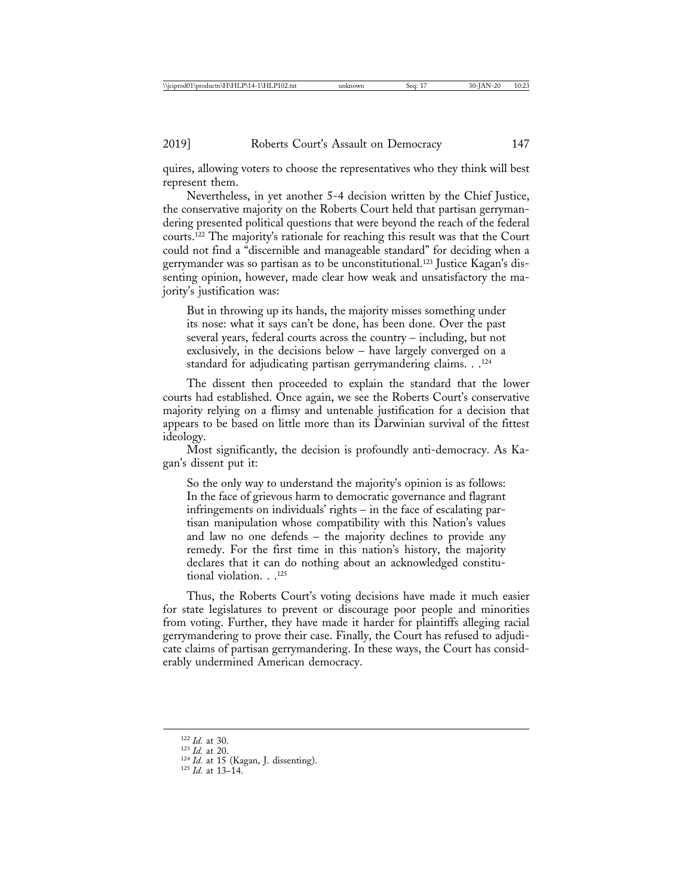quires, allowing voters to choose the representatives who they think will best represent them.

Nevertheless, in yet another 5-4 decision written by the Chief Justice, the conservative majority on the Roberts Court held that partisan gerrymandering presented political questions that were beyond the reach of the federal courts.[122] The majority's rationale for reaching this result was that the Court could not find a "discernible and manageable standard" for deciding when a gerrymander was so partisan as to be unconstitutional.[123] Justice Kagan's dissenting opinion, however, made clear how weak and unsatisfactory the majority's justification was:

> But in throwing up its hands, the majority misses something under its nose: what it says can't be done, has been done. Over the past several years, federal courts across the country – including, but not exclusively, in the decisions below – have largely converged on a standard for adjudicating partisan gerrymandering claims. . .[124]

The dissent then proceeded to explain the standard that the lower courts had established. Once again, we see the Roberts Court's conservative majority relying on a flimsy and untenable justification for a decision that appears to be based on little more than its Darwinian survival of the fittest ideology.

Most significantly, the decision is profoundly anti-democracy. As Kagan's dissent put it:

> So the only way to understand the majority's opinion is as follows: In the face of grievous harm to democratic governance and flagrant infringements on individuals' rights – in the face of escalating partisan manipulation whose compatibility with this Nation's values and law no one defends – the majority declines to provide any remedy. For the first time in this nation's history, the majority declares that it can do nothing about an acknowledged constitutional violation. . .[125]

Thus, the Roberts Court's voting decisions have made it much easier for state legislatures to prevent or discourage poor people and minorities from voting. Further, they have made it harder for plaintiffs alleging racial gerrymandering to prove their case. Finally, the Court has refused to adjudicate claims of partisan gerrymandering. In these ways, the Court has considerably undermined American democracy.

---

[122] *Id.* at 30.

[123] *Id.* at 20.

[124] *Id.* at 15 (Kagan, J. dissenting).

[125] *Id.* at 13–14.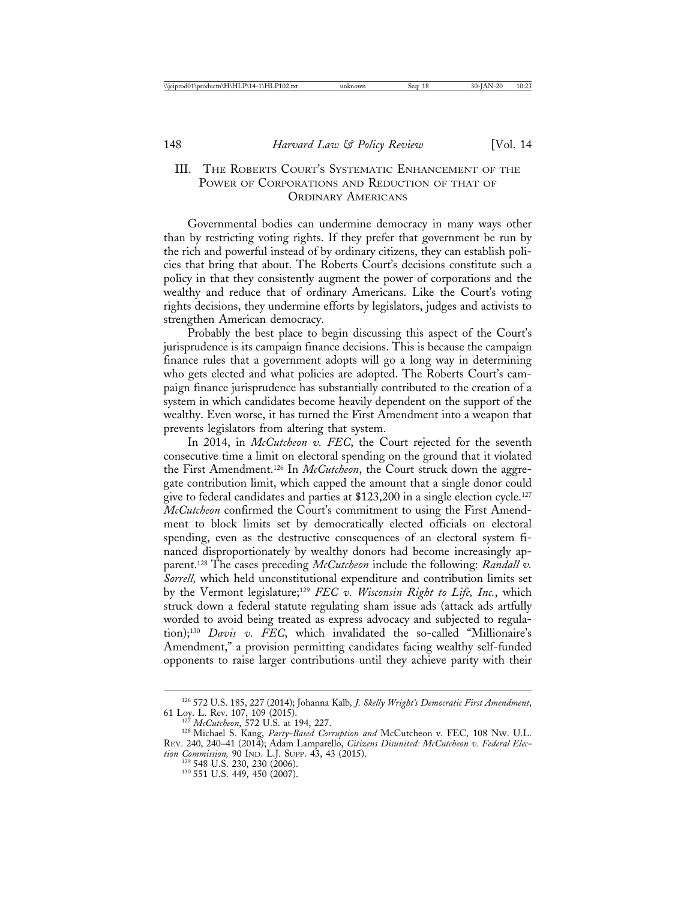## III. The Roberts Court's Systematic Enhancement of the Power of Corporations and Reduction of that of Ordinary Americans

Governmental bodies can undermine democracy in many ways other than by restricting voting rights. If they prefer that government be run by the rich and powerful instead of by ordinary citizens, they can establish policies that bring that about. The Roberts Court's decisions constitute such a policy in that they consistently augment the power of corporations and the wealthy and reduce that of ordinary Americans. Like the Court's voting rights decisions, they undermine efforts by legislators, judges and activists to strengthen American democracy.

Probably the best place to begin discussing this aspect of the Court's jurisprudence is its campaign finance decisions. This is because the campaign finance rules that a government adopts will go a long way in determining who gets elected and what policies are adopted. The Roberts Court's campaign finance jurisprudence has substantially contributed to the creation of a system in which candidates become heavily dependent on the support of the wealthy. Even worse, it has turned the First Amendment into a weapon that prevents legislators from altering that system.

In 2014, in *McCutcheon v. FEC*, the Court rejected for the seventh consecutive time a limit on electoral spending on the ground that it violated the First Amendment.[126] In *McCutcheon*, the Court struck down the aggregate contribution limit, which capped the amount that a single donor could give to federal candidates and parties at $123,200 in a single election cycle.[127] *McCutcheon* confirmed the Court's commitment to using the First Amendment to block limits set by democratically elected officials on electoral spending, even as the destructive consequences of an electoral system financed disproportionately by wealthy donors had become increasingly apparent.[128] The cases preceding *McCutcheon* include the following: *Randall v. Sorrell,* which held unconstitutional expenditure and contribution limits set by the Vermont legislature;[129] *FEC v. Wisconsin Right to Life, Inc.*, which struck down a federal statute regulating sham issue ads (attack ads artfully worded to avoid being treated as express advocacy and subjected to regulation);[130] *Davis v. FEC*, which invalidated the so-called "Millionaire's Amendment," a provision permitting candidates facing wealthy self-funded opponents to raise larger contributions until they achieve parity with their

---

[126] 572 U.S. 185, 227 (2014); Johanna Kalb, *J. Skelly Wright's Democratic First Amendment*, 61 Loy. L. Rev. 107, 109 (2015).

[127] *McCutcheon*, 572 U.S. at 194, 227.

[128] Michael S. Kang, *Party-Based Corruption and* McCutcheon v. FEC, 108 Nw. U.L. Rev. 240, 240–41 (2014); Adam Lamparello, *Citizens Disunited: McCutcheon v. Federal Election Commission,* 90 Ind. L.J. Supp. 43, 43 (2015).

[129] 548 U.S. 230, 230 (2006).

[130] 551 U.S. 449, 450 (2007).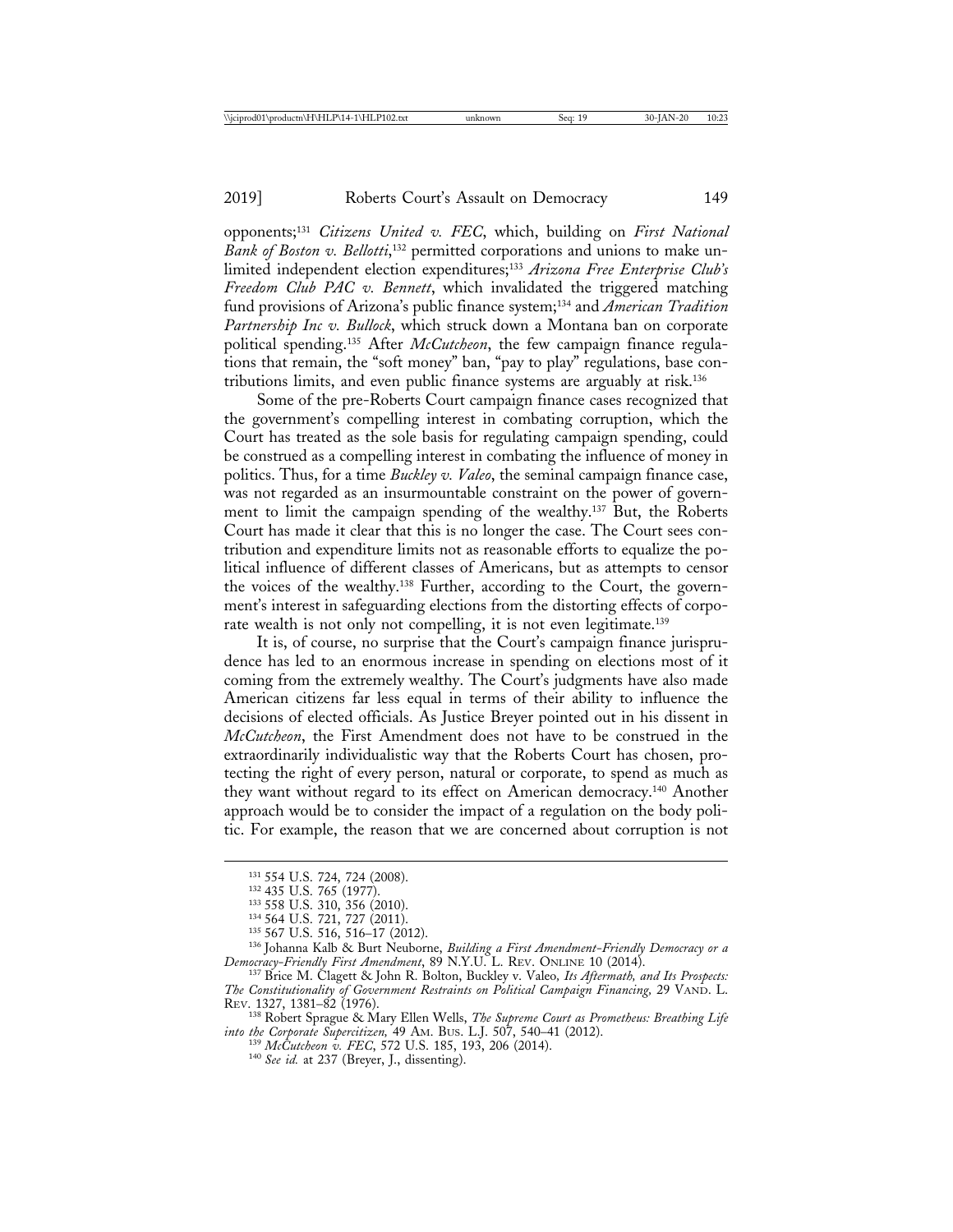opponents;[131] *Citizens United v. FEC*, which, building on *First National Bank of Boston v. Bellotti*,[132] permitted corporations and unions to make unlimited independent election expenditures;[133] *Arizona Free Enterprise Club's Freedom Club PAC v. Bennett*, which invalidated the triggered matching fund provisions of Arizona's public finance system;[134] and *American Tradition Partnership Inc v. Bullock*, which struck down a Montana ban on corporate political spending.[135] After *McCutcheon*, the few campaign finance regulations that remain, the "soft money" ban, "pay to play" regulations, base contributions limits, and even public finance systems are arguably at risk.[136]

Some of the pre-Roberts Court campaign finance cases recognized that the government's compelling interest in combating corruption, which the Court has treated as the sole basis for regulating campaign spending, could be construed as a compelling interest in combating the influence of money in politics. Thus, for a time *Buckley v. Valeo*, the seminal campaign finance case, was not regarded as an insurmountable constraint on the power of government to limit the campaign spending of the wealthy.[137] But, the Roberts Court has made it clear that this is no longer the case. The Court sees contribution and expenditure limits not as reasonable efforts to equalize the political influence of different classes of Americans, but as attempts to censor the voices of the wealthy.[138] Further, according to the Court, the government's interest in safeguarding elections from the distorting effects of corporate wealth is not only not compelling, it is not even legitimate.[139]

It is, of course, no surprise that the Court's campaign finance jurisprudence has led to an enormous increase in spending on elections most of it coming from the extremely wealthy. The Court's judgments have also made American citizens far less equal in terms of their ability to influence the decisions of elected officials. As Justice Breyer pointed out in his dissent in *McCutcheon*, the First Amendment does not have to be construed in the extraordinarily individualistic way that the Roberts Court has chosen, protecting the right of every person, natural or corporate, to spend as much as they want without regard to its effect on American democracy.[140] Another approach would be to consider the impact of a regulation on the body politic. For example, the reason that we are concerned about corruption is not

---

[131] 554 U.S. 724, 724 (2008).

[132] 435 U.S. 765 (1977).

[133] 558 U.S. 310, 356 (2010).

[134] 564 U.S. 721, 727 (2011).

[135] 567 U.S. 516, 516–17 (2012).

[136] Johanna Kalb & Burt Neuborne, *Building a First Amendment-Friendly Democracy or a Democracy-Friendly First Amendment*, 89 N.Y.U. L. Rev. Online 10 (2014).

[137] Brice M. Clagett & John R. Bolton, Buckley v. Valeo, *Its Aftermath, and Its Prospects: The Constitutionality of Government Restraints on Political Campaign Financing*, 29 Vand. L. Rev. 1327, 1381–82 (1976).

[138] Robert Sprague & Mary Ellen Wells, *The Supreme Court as Prometheus: Breathing Life into the Corporate Supercitizen*, 49 Am. Bus. L.J. 507, 540–41 (2012).

[139] *McCutcheon v. FEC*, 572 U.S. 185, 193, 206 (2014).

[140] *See id.* at 237 (Breyer, J., dissenting).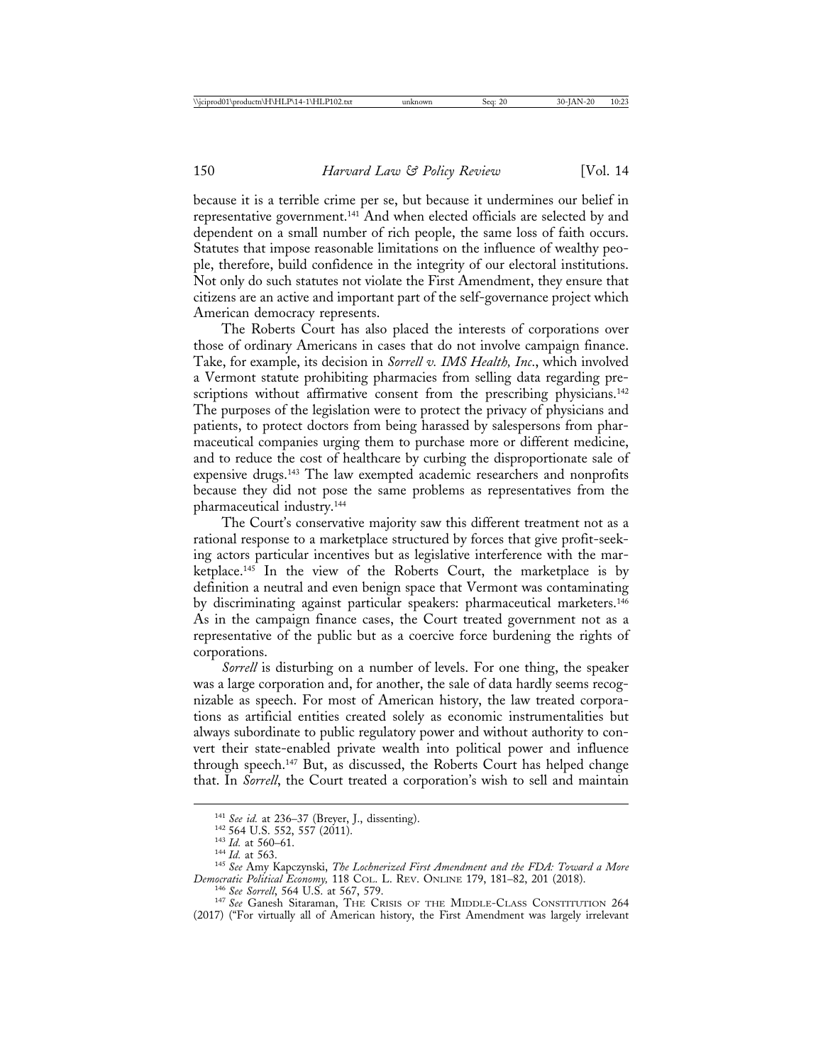because it is a terrible crime per se, but because it undermines our belief in representative government.[141] And when elected officials are selected by and dependent on a small number of rich people, the same loss of faith occurs. Statutes that impose reasonable limitations on the influence of wealthy people, therefore, build confidence in the integrity of our electoral institutions. Not only do such statutes not violate the First Amendment, they ensure that citizens are an active and important part of the self-governance project which American democracy represents.

The Roberts Court has also placed the interests of corporations over those of ordinary Americans in cases that do not involve campaign finance. Take, for example, its decision in *Sorrell v. IMS Health, Inc*., which involved a Vermont statute prohibiting pharmacies from selling data regarding prescriptions without affirmative consent from the prescribing physicians.[142] The purposes of the legislation were to protect the privacy of physicians and patients, to protect doctors from being harassed by salespersons from pharmaceutical companies urging them to purchase more or different medicine, and to reduce the cost of healthcare by curbing the disproportionate sale of expensive drugs.[143] The law exempted academic researchers and nonprofits because they did not pose the same problems as representatives from the pharmaceutical industry.[144]

The Court's conservative majority saw this different treatment not as a rational response to a marketplace structured by forces that give profit-seeking actors particular incentives but as legislative interference with the marketplace.[145] In the view of the Roberts Court, the marketplace is by definition a neutral and even benign space that Vermont was contaminating by discriminating against particular speakers: pharmaceutical marketers.[146] As in the campaign finance cases, the Court treated government not as a representative of the public but as a coercive force burdening the rights of corporations.

*Sorrell* is disturbing on a number of levels. For one thing, the speaker was a large corporation and, for another, the sale of data hardly seems recognizable as speech. For most of American history, the law treated corporations as artificial entities created solely as economic instrumentalities but always subordinate to public regulatory power and without authority to convert their state-enabled private wealth into political power and influence through speech.[147] But, as discussed, the Roberts Court has helped change that. In *Sorrell*, the Court treated a corporation's wish to sell and maintain

---

[141] *See id.* at 236–37 (Breyer, J., dissenting).

[142] 564 U.S. 552, 557 (2011).

[143] *Id.* at 560–61.

[144] *Id.* at 563.

[145] *See* Amy Kapczynski, *The Lochnerized First Amendment and the FDA: Toward a More Democratic Political Economy,* 118 COL. L. REV. ONLINE 179, 181–82, 201 (2018).

[146] *See Sorrell*, 564 U.S. at 567, 579.

[147] *See* Ganesh Sitaraman, THE CRISIS OF THE MIDDLE-CLASS CONSTITUTION 264 (2017) ("For virtually all of American history, the First Amendment was largely irrelevant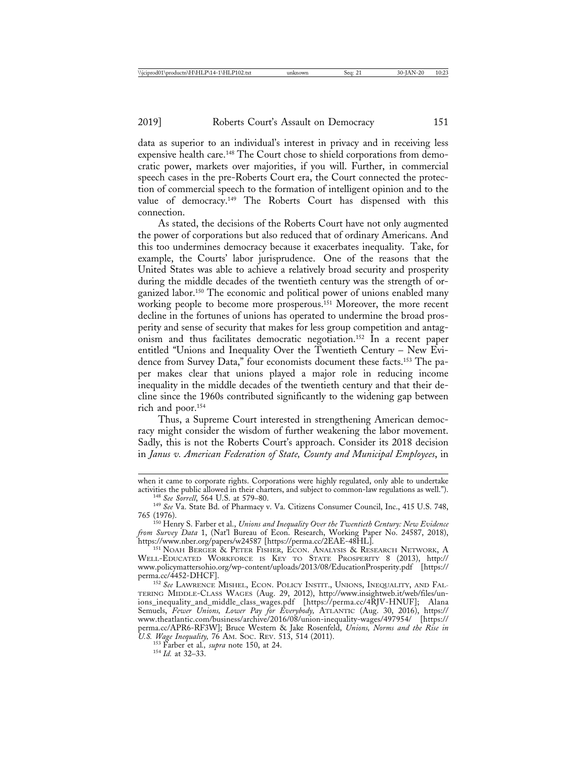data as superior to an individual's interest in privacy and in receiving less expensive health care.[148] The Court chose to shield corporations from democratic power, markets over majorities, if you will. Further, in commercial speech cases in the pre-Roberts Court era, the Court connected the protection of commercial speech to the formation of intelligent opinion and to the value of democracy.[149] The Roberts Court has dispensed with this connection.

As stated, the decisions of the Roberts Court have not only augmented the power of corporations but also reduced that of ordinary Americans. And this too undermines democracy because it exacerbates inequality. Take, for example, the Courts' labor jurisprudence. One of the reasons that the United States was able to achieve a relatively broad security and prosperity during the middle decades of the twentieth century was the strength of organized labor.[150] The economic and political power of unions enabled many working people to become more prosperous.[151] Moreover, the more recent decline in the fortunes of unions has operated to undermine the broad prosperity and sense of security that makes for less group competition and antagonism and thus facilitates democratic negotiation.[152] In a recent paper entitled "Unions and Inequality Over the Twentieth Century – New Evidence from Survey Data," four economists document these facts.[153] The paper makes clear that unions played a major role in reducing income inequality in the middle decades of the twentieth century and that their decline since the 1960s contributed significantly to the widening gap between rich and poor.[154]

Thus, a Supreme Court interested in strengthening American democracy might consider the wisdom of further weakening the labor movement. Sadly, this is not the Roberts Court's approach. Consider its 2018 decision in *Janus v. American Federation of State, County and Municipal Employees*, in

---

when it came to corporate rights. Corporations were highly regulated, only able to undertake activities the public allowed in their charters, and subject to common-law regulations as well.").

[148] *See Sorrell*, 564 U.S. at 579–80.

[149] *See* Va. State Bd. of Pharmacy v. Va. Citizens Consumer Council, Inc., 415 U.S. 748, 765 (1976).

[150] Henry S. Farber et al., *Unions and Inequality Over the Twentieth Century: New Evidence from Survey Data* 1, (Nat'l Bureau of Econ. Research, Working Paper No. 24587, 2018), https://www.nber.org/papers/w24587 [https://perma.cc/2EAE-48HL].

[151] NOAH BERGER & PETER FISHER, ECON. ANALYSIS & RESEARCH NETWORK, A WELL-EDUCATED WORKFORCE IS KEY TO STATE PROSPERITY 8 (2013), http://www.policymattersohio.org/wp-content/uploads/2013/08/EducationProsperity.pdf [https://perma.cc/4452-DHCF].

[152] *See* LAWRENCE MISHEL, ECON. POLICY INSTIT., UNIONS, INEQUALITY, AND FALTERING MIDDLE-CLASS WAGES (Aug. 29, 2012), http://www.insightweb.it/web/files/unions_inequality_and_middle_class_wages.pdf [https://perma.cc/4RJV-HNUF]; Alana Semuels, *Fewer Unions, Lower Pay for Everybody,* ATLANTIC (Aug. 30, 2016), https://www.theatlantic.com/business/archive/2016/08/union-inequality-wages/497954/ [https://perma.cc/APR6-RF3W]; Bruce Western & Jake Rosenfeld, *Unions, Norms and the Rise in U.S. Wage Inequality,* 76 AM. SOC. REV. 513, 514 (2011).

[153] Farber et al., *supra* note 150, at 24.

[154] *Id.* at 32–33.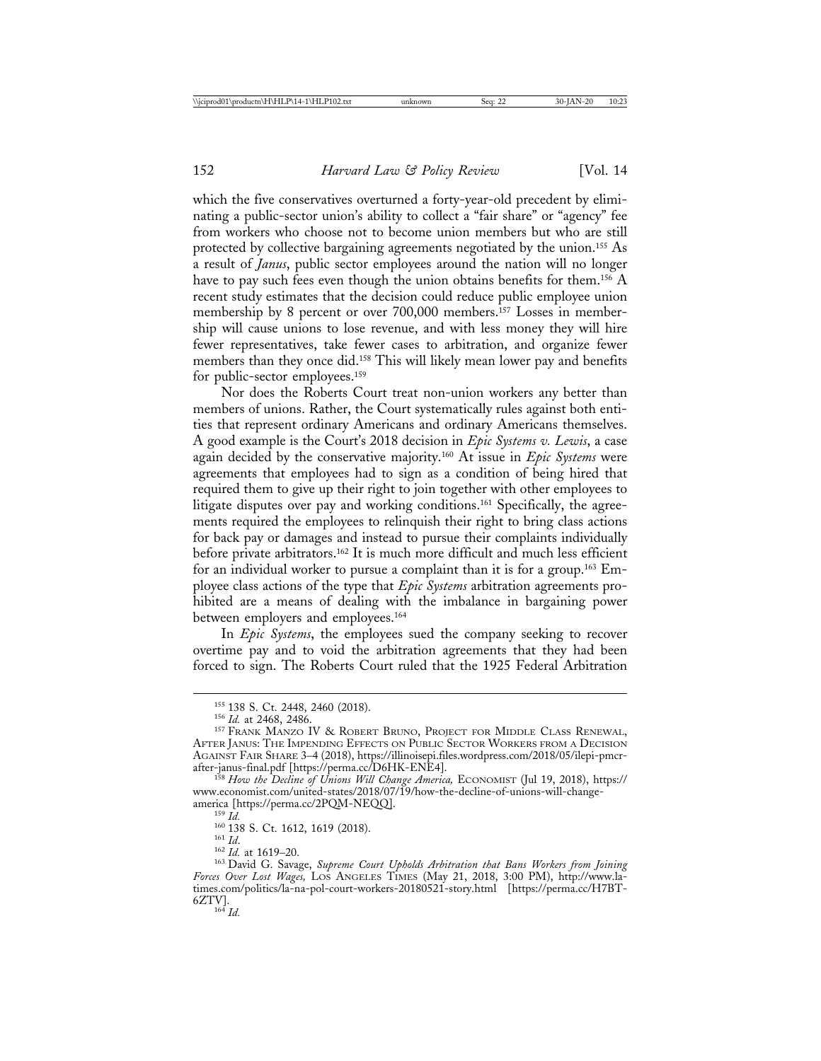which the five conservatives overturned a forty-year-old precedent by eliminating a public-sector union's ability to collect a "fair share" or "agency" fee from workers who choose not to become union members but who are still protected by collective bargaining agreements negotiated by the union.[155] As a result of *Janus*, public sector employees around the nation will no longer have to pay such fees even though the union obtains benefits for them.[156] A recent study estimates that the decision could reduce public employee union membership by 8 percent or over 700,000 members.[157] Losses in membership will cause unions to lose revenue, and with less money they will hire fewer representatives, take fewer cases to arbitration, and organize fewer members than they once did.[158] This will likely mean lower pay and benefits for public-sector employees.[159]

Nor does the Roberts Court treat non-union workers any better than members of unions. Rather, the Court systematically rules against both entities that represent ordinary Americans and ordinary Americans themselves. A good example is the Court's 2018 decision in *Epic Systems v. Lewis*, a case again decided by the conservative majority.[160] At issue in *Epic Systems* were agreements that employees had to sign as a condition of being hired that required them to give up their right to join together with other employees to litigate disputes over pay and working conditions.[161] Specifically, the agreements required the employees to relinquish their right to bring class actions for back pay or damages and instead to pursue their complaints individually before private arbitrators.[162] It is much more difficult and much less efficient for an individual worker to pursue a complaint than it is for a group.[163] Employee class actions of the type that *Epic Systems* arbitration agreements prohibited are a means of dealing with the imbalance in bargaining power between employers and employees.[164]

In *Epic Systems*, the employees sued the company seeking to recover overtime pay and to void the arbitration agreements that they had been forced to sign. The Roberts Court ruled that the 1925 Federal Arbitration

---

[155] 138 S. Ct. 2448, 2460 (2018).

[156] *Id.* at 2468, 2486.

[157] Frank Manzo IV & Robert Bruno, Project for Middle Class Renewal, After Janus: The Impending Effects on Public Sector Workers from a Decision Against Fair Share 3–4 (2018), https://illinoisepi.files.wordpress.com/2018/05/ilepi-pmcr-after-janus-final.pdf [https://perma.cc/D6HK-ENE4].

[158] *How the Decline of Unions Will Change America,* Economist (Jul 19, 2018), https://www.economist.com/united-states/2018/07/19/how-the-decline-of-unions-will-change-america [https://perma.cc/2PQM-NEQQ].

[159] *Id.*

[160] 138 S. Ct. 1612, 1619 (2018).

[161] *Id.*

[162] *Id.* at 1619–20.

[163] David G. Savage, *Supreme Court Upholds Arbitration that Bans Workers from Joining Forces Over Lost Wages,* Los Angeles Times (May 21, 2018, 3:00 PM), http://www.latimes.com/politics/la-na-pol-court-workers-20180521-story.html [https://perma.cc/H7BT-6ZTV].

[164] *Id.*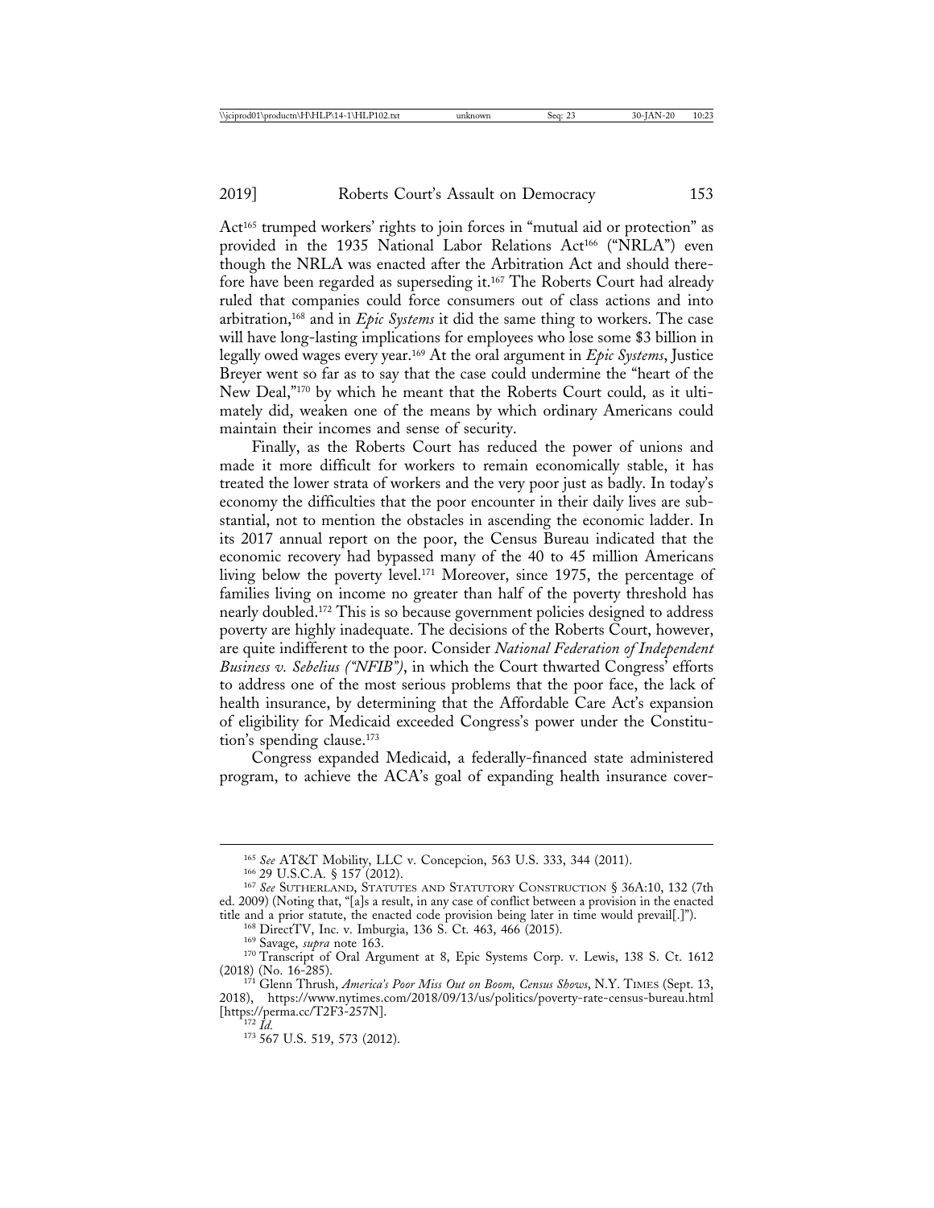Act[165] trumped workers' rights to join forces in "mutual aid or protection" as provided in the 1935 National Labor Relations Act[166] ("NRLA") even though the NRLA was enacted after the Arbitration Act and should therefore have been regarded as superseding it.[167] The Roberts Court had already ruled that companies could force consumers out of class actions and into arbitration,[168] and in *Epic Systems* it did the same thing to workers. The case will have long-lasting implications for employees who lose some $3 billion in legally owed wages every year.[169] At the oral argument in *Epic Systems*, Justice Breyer went so far as to say that the case could undermine the "heart of the New Deal,"[170] by which he meant that the Roberts Court could, as it ultimately did, weaken one of the means by which ordinary Americans could maintain their incomes and sense of security.

Finally, as the Roberts Court has reduced the power of unions and made it more difficult for workers to remain economically stable, it has treated the lower strata of workers and the very poor just as badly. In today's economy the difficulties that the poor encounter in their daily lives are substantial, not to mention the obstacles in ascending the economic ladder. In its 2017 annual report on the poor, the Census Bureau indicated that the economic recovery had bypassed many of the 40 to 45 million Americans living below the poverty level.[171] Moreover, since 1975, the percentage of families living on income no greater than half of the poverty threshold has nearly doubled.[172] This is so because government policies designed to address poverty are highly inadequate. The decisions of the Roberts Court, however, are quite indifferent to the poor. Consider *National Federation of Independent Business v. Sebelius ("NFIB")*, in which the Court thwarted Congress' efforts to address one of the most serious problems that the poor face, the lack of health insurance, by determining that the Affordable Care Act's expansion of eligibility for Medicaid exceeded Congress's power under the Constitution's spending clause.[173]

Congress expanded Medicaid, a federally-financed state administered program, to achieve the ACA's goal of expanding health insurance cover-

---

[165] *See* AT&T Mobility, LLC v. Concepcion, 563 U.S. 333, 344 (2011).

[166] 29 U.S.C.A. § 157 (2012).

[167] *See* SUTHERLAND, STATUTES AND STATUTORY CONSTRUCTION § 36A:10, 132 (7th ed. 2009) (Noting that, "[a]s a result, in any case of conflict between a provision in the enacted title and a prior statute, the enacted code provision being later in time would prevail[.]").

[168] DirectTV, Inc. v. Imburgia, 136 S. Ct. 463, 466 (2015).

[169] Savage, *supra* note 163.

[170] Transcript of Oral Argument at 8, Epic Systems Corp. v. Lewis, 138 S. Ct. 1612 (2018) (No. 16-285).

[171] Glenn Thrush, *America's Poor Miss Out on Boom, Census Shows*, N.Y. TIMES (Sept. 13, 2018), https://www.nytimes.com/2018/09/13/us/politics/poverty-rate-census-bureau.html [https://perma.cc/T2F3-257N].

[172] *Id.*

[173] 567 U.S. 519, 573 (2012).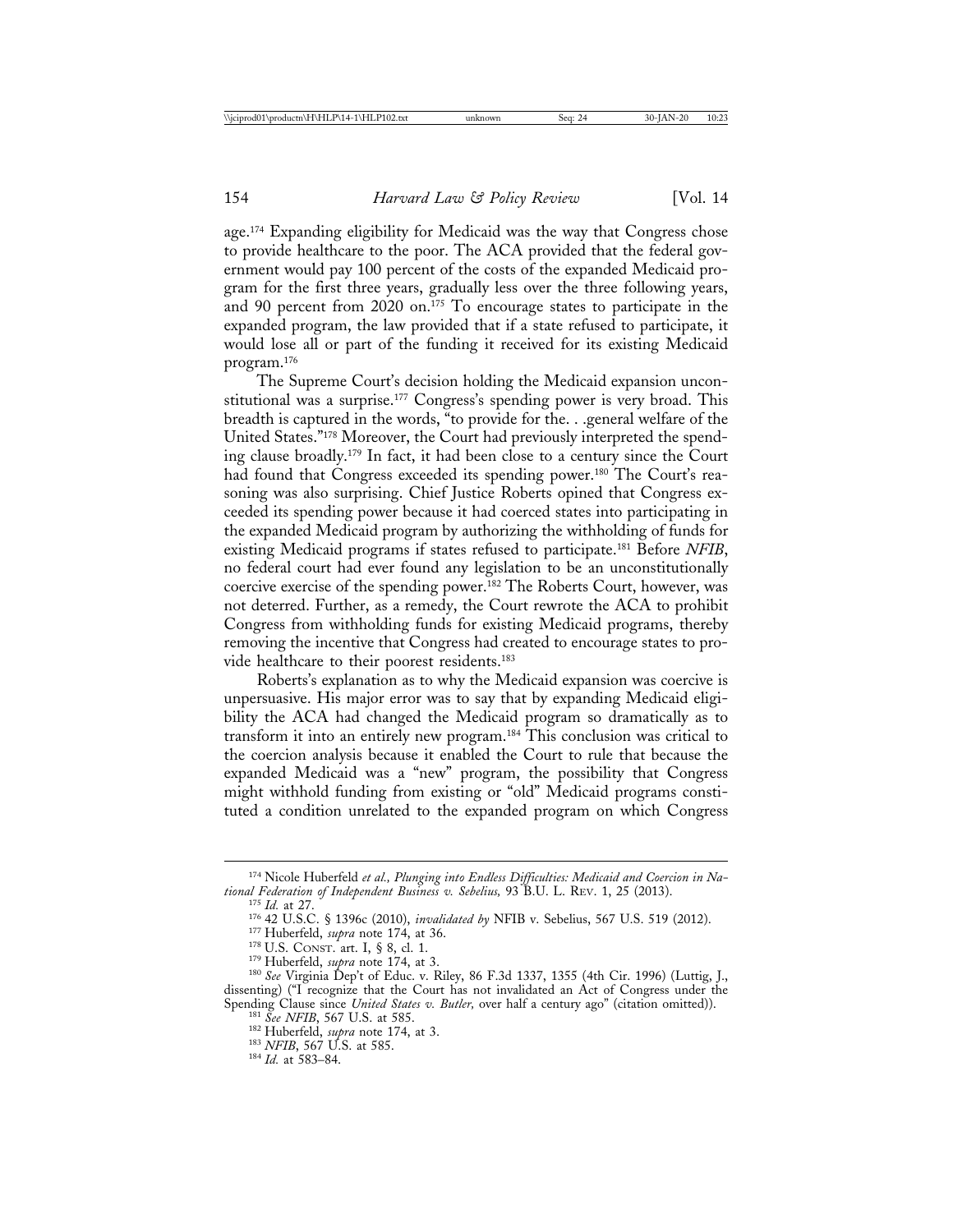age.[174] Expanding eligibility for Medicaid was the way that Congress chose to provide healthcare to the poor. The ACA provided that the federal government would pay 100 percent of the costs of the expanded Medicaid program for the first three years, gradually less over the three following years, and 90 percent from 2020 on.[175] To encourage states to participate in the expanded program, the law provided that if a state refused to participate, it would lose all or part of the funding it received for its existing Medicaid program.[176]

The Supreme Court's decision holding the Medicaid expansion unconstitutional was a surprise.[177] Congress's spending power is very broad. This breadth is captured in the words, "to provide for the. . .general welfare of the United States."[178] Moreover, the Court had previously interpreted the spending clause broadly.[179] In fact, it had been close to a century since the Court had found that Congress exceeded its spending power.[180] The Court's reasoning was also surprising. Chief Justice Roberts opined that Congress exceeded its spending power because it had coerced states into participating in the expanded Medicaid program by authorizing the withholding of funds for existing Medicaid programs if states refused to participate.[181] Before *NFIB*, no federal court had ever found any legislation to be an unconstitutionally coercive exercise of the spending power.[182] The Roberts Court, however, was not deterred. Further, as a remedy, the Court rewrote the ACA to prohibit Congress from withholding funds for existing Medicaid programs, thereby removing the incentive that Congress had created to encourage states to provide healthcare to their poorest residents.[183]

Roberts's explanation as to why the Medicaid expansion was coercive is unpersuasive. His major error was to say that by expanding Medicaid eligibility the ACA had changed the Medicaid program so dramatically as to transform it into an entirely new program.[184] This conclusion was critical to the coercion analysis because it enabled the Court to rule that because the expanded Medicaid was a "new" program, the possibility that Congress might withhold funding from existing or "old" Medicaid programs constituted a condition unrelated to the expanded program on which Congress

---

[174] Nicole Huberfeld *et al., Plunging into Endless Difficulties: Medicaid and Coercion in National Federation of Independent Business v. Sebelius,* 93 B.U. L. Rev. 1, 25 (2013).

[175] *Id.* at 27.

[176] 42 U.S.C. § 1396c (2010), *invalidated by* NFIB v. Sebelius, 567 U.S. 519 (2012).

[177] Huberfeld, *supra* note 174, at 36.

[178] U.S. Const. art. I, § 8, cl. 1.

[179] Huberfeld, *supra* note 174, at 3.

[180] *See* Virginia Dep't of Educ. v. Riley, 86 F.3d 1337, 1355 (4th Cir. 1996) (Luttig, J., dissenting) ("I recognize that the Court has not invalidated an Act of Congress under the Spending Clause since *United States v. Butler,* over half a century ago" (citation omitted)).

[181] *See NFIB*, 567 U.S. at 585.

[182] Huberfeld, *supra* note 174, at 3.

[183] *NFIB*, 567 U.S. at 585.

[184] *Id.* at 583–84.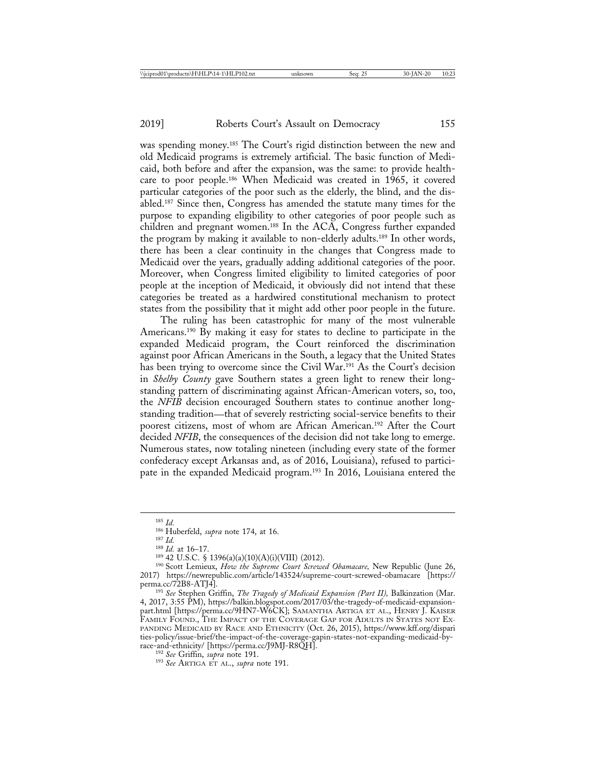was spending money.[185] The Court's rigid distinction between the new and old Medicaid programs is extremely artificial. The basic function of Medicaid, both before and after the expansion, was the same: to provide healthcare to poor people.[186] When Medicaid was created in 1965, it covered particular categories of the poor such as the elderly, the blind, and the disabled.[187] Since then, Congress has amended the statute many times for the purpose to expanding eligibility to other categories of poor people such as children and pregnant women.[188] In the ACA, Congress further expanded the program by making it available to non-elderly adults.[189] In other words, there has been a clear continuity in the changes that Congress made to Medicaid over the years, gradually adding additional categories of the poor. Moreover, when Congress limited eligibility to limited categories of poor people at the inception of Medicaid, it obviously did not intend that these categories be treated as a hardwired constitutional mechanism to protect states from the possibility that it might add other poor people in the future.

The ruling has been catastrophic for many of the most vulnerable Americans.[190] By making it easy for states to decline to participate in the expanded Medicaid program, the Court reinforced the discrimination against poor African Americans in the South, a legacy that the United States has been trying to overcome since the Civil War.[191] As the Court's decision in *Shelby County* gave Southern states a green light to renew their longstanding pattern of discriminating against African-American voters, so, too, the *NFIB* decision encouraged Southern states to continue another longstanding tradition—that of severely restricting social-service benefits to their poorest citizens, most of whom are African American.[192] After the Court decided *NFIB*, the consequences of the decision did not take long to emerge. Numerous states, now totaling nineteen (including every state of the former confederacy except Arkansas and, as of 2016, Louisiana), refused to participate in the expanded Medicaid program.[193] In 2016, Louisiana entered the

---

[185] *Id.*

[186] Huberfeld, *supra* note 174, at 16.

[187] *Id.*

[188] *Id.* at 16–17.

[189] 42 U.S.C. § 1396(a)(a)(10)(A)(i)(VIII) (2012).

[190] Scott Lemieux, *How the Supreme Court Screwed Obamacare,* New Republic (June 26, 2017) https://newrepublic.com/article/143524/supreme-court-screwed-obamacare [https://perma.cc/72B8-ATJ4].

[191] *See* Stephen Griffin, *The Tragedy of Medicaid Expansion (Part II),* Balkinzation (Mar. 4, 2017, 3:55 PM), https://balkin.blogspot.com/2017/03/the-tragedy-of-medicaid-expansion-part.html [https://perma.cc/9HN7-W6CK]; SAMANTHA ARTIGA ET AL., HENRY J. KAISER FAMILY FOUND., THE IMPACT OF THE COVERAGE GAP FOR ADULTS IN STATES NOT EXPANDING MEDICAID BY RACE AND ETHNICITY (Oct. 26, 2015), https://www.kff.org/disparities-policy/issue-brief/the-impact-of-the-coverage-gapin-states-not-expanding-medicaid-by-race-and-ethnicity/ [https://perma.cc/J9MJ-R8QH].

[192] *See* Griffin, *supra* note 191.

[193] *See* ARTIGA ET AL., *supra* note 191.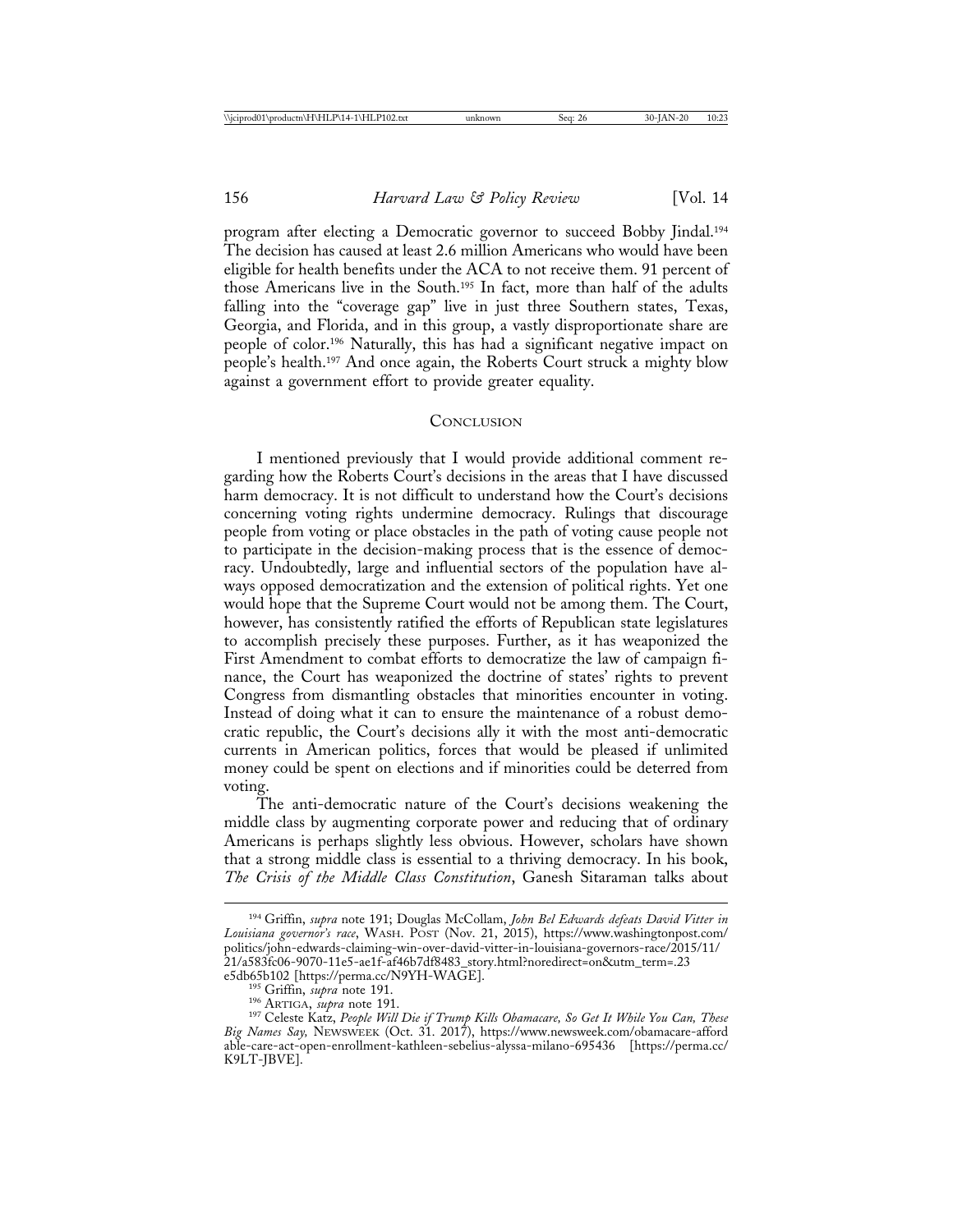program after electing a Democratic governor to succeed Bobby Jindal.[194] The decision has caused at least 2.6 million Americans who would have been eligible for health benefits under the ACA to not receive them. 91 percent of those Americans live in the South.[195] In fact, more than half of the adults falling into the "coverage gap" live in just three Southern states, Texas, Georgia, and Florida, and in this group, a vastly disproportionate share are people of color.[196] Naturally, this has had a significant negative impact on people's health.[197] And once again, the Roberts Court struck a mighty blow against a government effort to provide greater equality.

## Conclusion

I mentioned previously that I would provide additional comment regarding how the Roberts Court's decisions in the areas that I have discussed harm democracy. It is not difficult to understand how the Court's decisions concerning voting rights undermine democracy. Rulings that discourage people from voting or place obstacles in the path of voting cause people not to participate in the decision-making process that is the essence of democracy. Undoubtedly, large and influential sectors of the population have always opposed democratization and the extension of political rights. Yet one would hope that the Supreme Court would not be among them. The Court, however, has consistently ratified the efforts of Republican state legislatures to accomplish precisely these purposes. Further, as it has weaponized the First Amendment to combat efforts to democratize the law of campaign finance, the Court has weaponized the doctrine of states' rights to prevent Congress from dismantling obstacles that minorities encounter in voting. Instead of doing what it can to ensure the maintenance of a robust democratic republic, the Court's decisions ally it with the most anti-democratic currents in American politics, forces that would be pleased if unlimited money could be spent on elections and if minorities could be deterred from voting.

The anti-democratic nature of the Court's decisions weakening the middle class by augmenting corporate power and reducing that of ordinary Americans is perhaps slightly less obvious. However, scholars have shown that a strong middle class is essential to a thriving democracy. In his book, *The Crisis of the Middle Class Constitution*, Ganesh Sitaraman talks about

---

[194] Griffin, *supra* note 191; Douglas McCollam, *John Bel Edwards defeats David Vitter in Louisiana governor's race*, WASH. POST (Nov. 21, 2015), https://www.washingtonpost.com/politics/john-edwards-claiming-win-over-david-vitter-in-louisiana-governors-race/2015/11/21/a583fc06-9070-11e5-ae1f-af46b7df8483_story.html?noredirect=on&utm_term=.23e5db65b102 [https://perma.cc/N9YH-WAGE].

[195] Griffin, *supra* note 191.

[196] ARTIGA, *supra* note 191.

[197] Celeste Katz, *People Will Die if Trump Kills Obamacare, So Get It While You Can, These Big Names Say,* NEWSWEEK (Oct. 31. 2017), https://www.newsweek.com/obamacare-affordable-care-act-open-enrollment-kathleen-sebelius-alyssa-milano-695436 [https://perma.cc/K9LT-JBVE].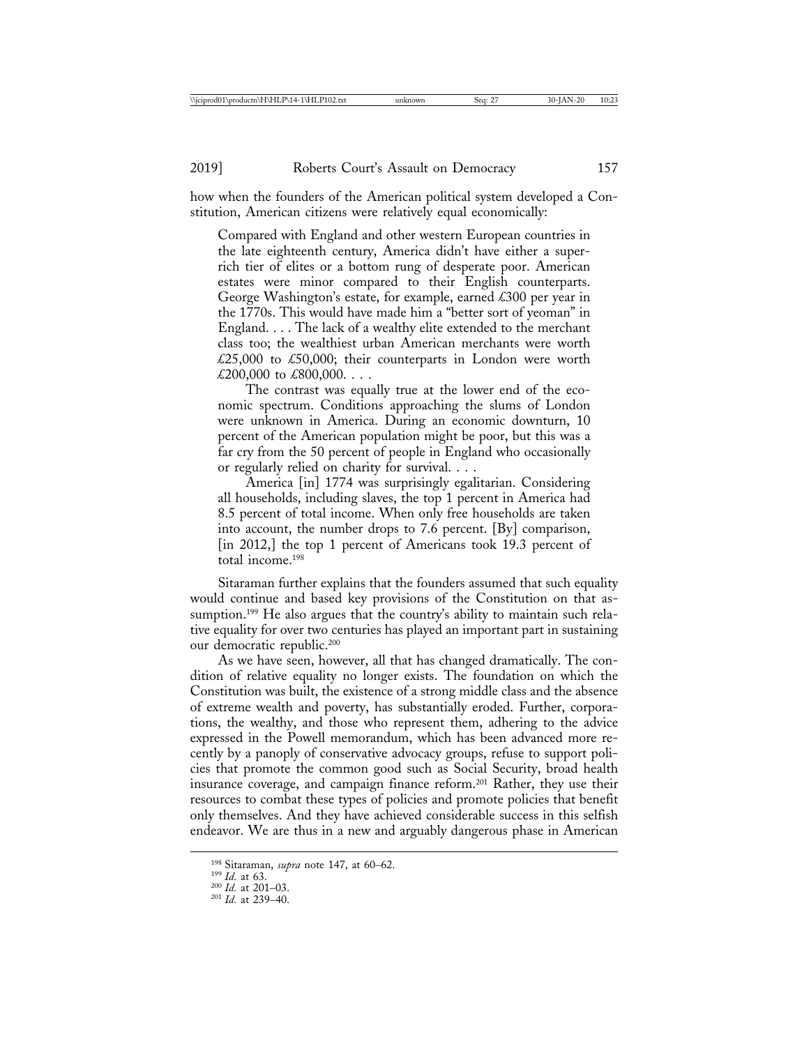how when the founders of the American political system developed a Constitution, American citizens were relatively equal economically:

> Compared with England and other western European countries in the late eighteenth century, America didn't have either a super-rich tier of elites or a bottom rung of desperate poor. American estates were minor compared to their English counterparts. George Washington's estate, for example, earned £300 per year in the 1770s. This would have made him a "better sort of yeoman" in England. . . . The lack of a wealthy elite extended to the merchant class too; the wealthiest urban American merchants were worth £25,000 to £50,000; their counterparts in London were worth £200,000 to £800,000. . . .
>
> The contrast was equally true at the lower end of the economic spectrum. Conditions approaching the slums of London were unknown in America. During an economic downturn, 10 percent of the American population might be poor, but this was a far cry from the 50 percent of people in England who occasionally or regularly relied on charity for survival. . . .
>
> America [in] 1774 was surprisingly egalitarian. Considering all households, including slaves, the top 1 percent in America had 8.5 percent of total income. When only free households are taken into account, the number drops to 7.6 percent. [By] comparison, [in 2012,] the top 1 percent of Americans took 19.3 percent of total income.[198]

Sitaraman further explains that the founders assumed that such equality would continue and based key provisions of the Constitution on that assumption.[199] He also argues that the country's ability to maintain such relative equality for over two centuries has played an important part in sustaining our democratic republic.[200]

As we have seen, however, all that has changed dramatically. The condition of relative equality no longer exists. The foundation on which the Constitution was built, the existence of a strong middle class and the absence of extreme wealth and poverty, has substantially eroded. Further, corporations, the wealthy, and those who represent them, adhering to the advice expressed in the Powell memorandum, which has been advanced more recently by a panoply of conservative advocacy groups, refuse to support policies that promote the common good such as Social Security, broad health insurance coverage, and campaign finance reform.[201] Rather, they use their resources to combat these types of policies and promote policies that benefit only themselves. And they have achieved considerable success in this selfish endeavor. We are thus in a new and arguably dangerous phase in American

---

[198] Sitaraman, *supra* note 147, at 60–62.

[199] *Id.* at 63.

[200] *Id.* at 201–03.

[201] *Id.* at 239–40.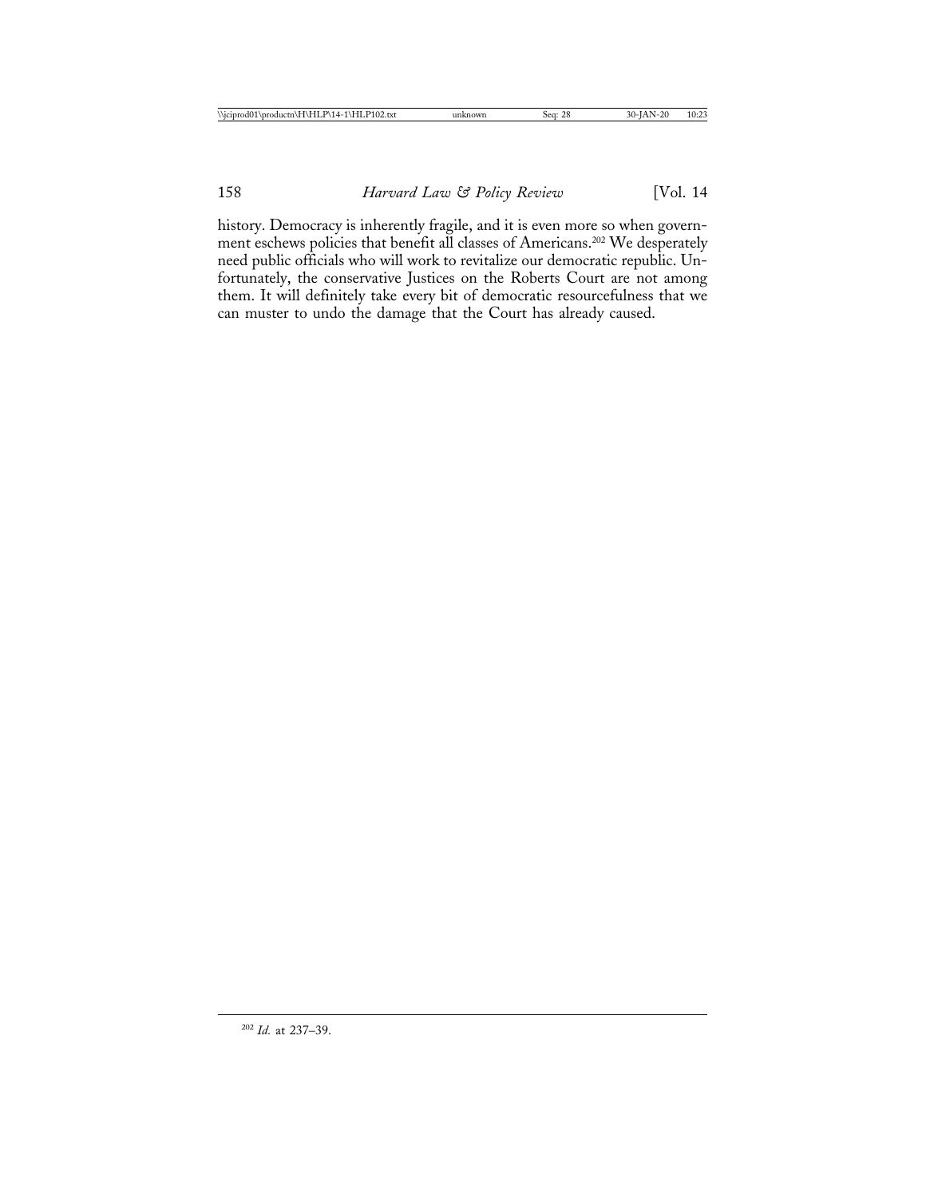history. Democracy is inherently fragile, and it is even more so when government eschews policies that benefit all classes of Americans.[202] We desperately need public officials who will work to revitalize our democratic republic. Unfortunately, the conservative Justices on the Roberts Court are not among them. It will definitely take every bit of democratic resourcefulness that we can muster to undo the damage that the Court has already caused.

---

[202] *Id.* at 237–39.